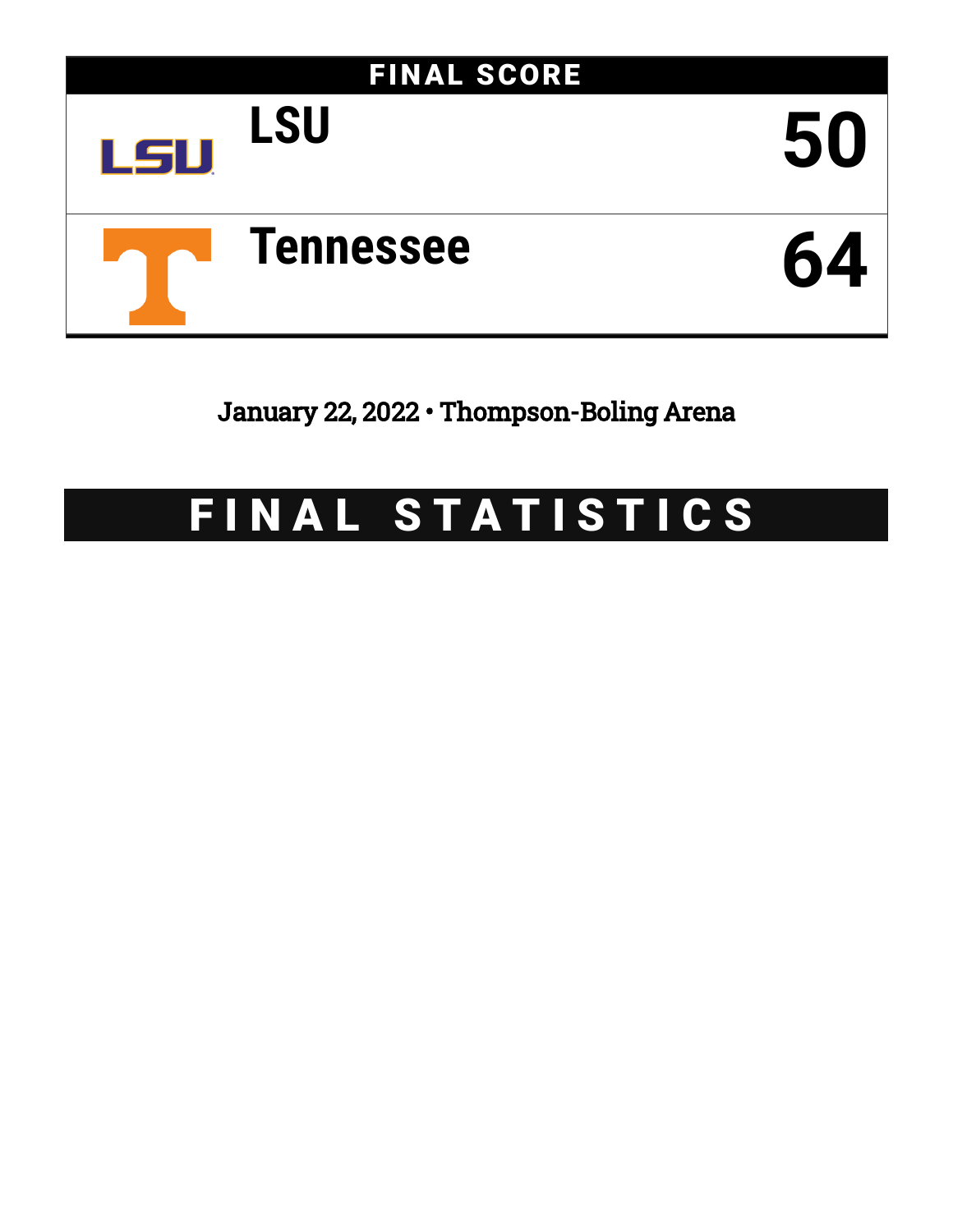## FINAL SCORE

| Team | Score |
|---|---|
| LSU | 50 |
| Tennessee | 64 |

January 22, 2022 • Thompson-Boling Arena

# FINAL STATISTICS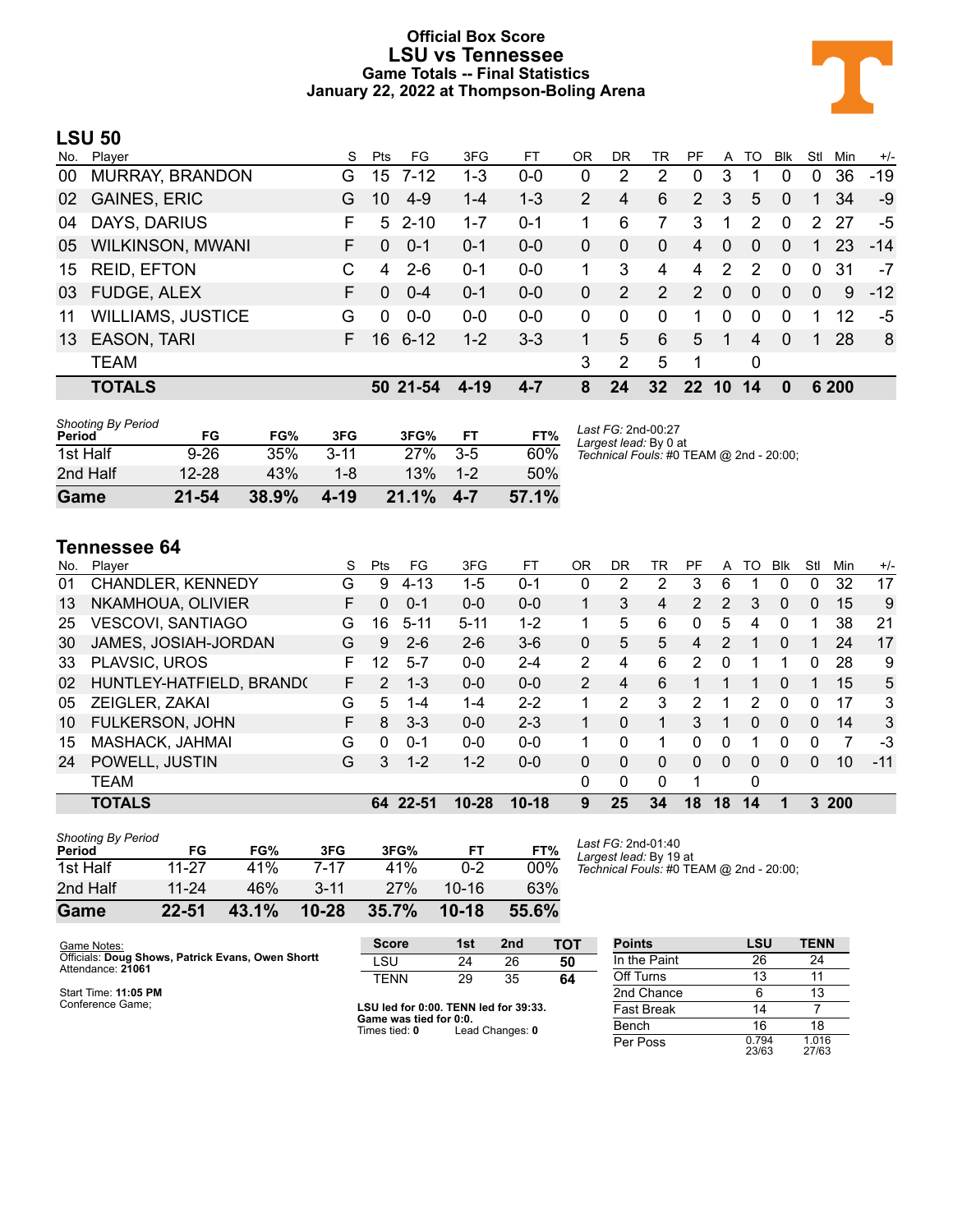# Official Box Score
## LSU vs Tennessee
### Game Totals -- Final Statistics
### January 22, 2022 at Thompson-Boling Arena

## LSU 50

| No. | Player | S | Pts | FG | 3FG | FT | OR | DR | TR | PF | A | TO | Blk | Stl | Min | +/- |
|---|---|---|---|---|---|---|---|---|---|---|---|---|---|---|---|---|
| 00 | MURRAY, BRANDON | G | 15 | 7-12 | 1-3 | 0-0 | 0 | 2 | 2 | 0 | 3 | 1 | 0 | 0 | 36 | -19 |
| 02 | GAINES, ERIC | G | 10 | 4-9 | 1-4 | 1-3 | 2 | 4 | 6 | 2 | 3 | 5 | 0 | 1 | 34 | -9 |
| 04 | DAYS, DARIUS | F | 5 | 2-10 | 1-7 | 0-1 | 1 | 6 | 7 | 3 | 1 | 2 | 0 | 2 | 27 | -5 |
| 05 | WILKINSON, MWANI | F | 0 | 0-1 | 0-1 | 0-0 | 0 | 0 | 0 | 4 | 0 | 0 | 0 | 1 | 23 | -14 |
| 15 | REID, EFTON | C | 4 | 2-6 | 0-1 | 0-0 | 1 | 3 | 4 | 4 | 2 | 2 | 0 | 0 | 31 | -7 |
| 03 | FUDGE, ALEX | F | 0 | 0-4 | 0-1 | 0-0 | 0 | 2 | 2 | 2 | 0 | 0 | 0 | 0 | 9 | -12 |
| 11 | WILLIAMS, JUSTICE | G | 0 | 0-0 | 0-0 | 0-0 | 0 | 0 | 0 | 1 | 0 | 0 | 0 | 1 | 12 | -5 |
| 13 | EASON, TARI | F | 16 | 6-12 | 1-2 | 3-3 | 1 | 5 | 6 | 5 | 1 | 4 | 0 | 1 | 28 | 8 |
| | TEAM | | | | | | 3 | 2 | 5 | 1 | | 0 | | | | |
| | **TOTALS** | | **50** | **21-54** | **4-19** | **4-7** | **8** | **24** | **32** | **22** | **10** | **14** | **0** | **6** | **200** | |

*Shooting By Period*

| Period | FG | FG% | 3FG | 3FG% | FT | FT% |
|---|---|---|---|---|---|---|
| 1st Half | 9-26 | 35% | 3-11 | 27% | 3-5 | 60% |
| 2nd Half | 12-28 | 43% | 1-8 | 13% | 1-2 | 50% |
| **Game** | **21-54** | **38.9%** | **4-19** | **21.1%** | **4-7** | **57.1%** |

*Last FG:* 2nd-00:27
*Largest lead:* By 0 at
*Technical Fouls:* #0 TEAM @ 2nd - 20:00;

## Tennessee 64

| No. | Player | S | Pts | FG | 3FG | FT | OR | DR | TR | PF | A | TO | Blk | Stl | Min | +/- |
|---|---|---|---|---|---|---|---|---|---|---|---|---|---|---|---|---|
| 01 | CHANDLER, KENNEDY | G | 9 | 4-13 | 1-5 | 0-1 | 0 | 2 | 2 | 3 | 6 | 1 | 0 | 0 | 32 | 17 |
| 13 | NKAMHOUA, OLIVIER | F | 0 | 0-1 | 0-0 | 0-0 | 1 | 3 | 4 | 2 | 2 | 3 | 0 | 0 | 15 | 9 |
| 25 | VESCOVI, SANTIAGO | G | 16 | 5-11 | 5-11 | 1-2 | 1 | 5 | 6 | 0 | 5 | 4 | 0 | 1 | 38 | 21 |
| 30 | JAMES, JOSIAH-JORDAN | G | 9 | 2-6 | 2-6 | 3-6 | 0 | 5 | 5 | 4 | 2 | 1 | 0 | 1 | 24 | 17 |
| 33 | PLAVSIC, UROS | F | 12 | 5-7 | 0-0 | 2-4 | 2 | 4 | 6 | 2 | 0 | 1 | 1 | 0 | 28 | 9 |
| 02 | HUNTLEY-HATFIELD, BRANDO | F | 2 | 1-3 | 0-0 | 0-0 | 2 | 4 | 6 | 1 | 1 | 1 | 0 | 1 | 15 | 5 |
| 05 | ZEIGLER, ZAKAI | G | 5 | 1-4 | 1-4 | 2-2 | 1 | 2 | 3 | 2 | 1 | 2 | 0 | 0 | 17 | 3 |
| 10 | FULKERSON, JOHN | F | 8 | 3-3 | 0-0 | 2-3 | 1 | 0 | 1 | 3 | 1 | 0 | 0 | 0 | 14 | 3 |
| 15 | MASHACK, JAHMAI | G | 0 | 0-1 | 0-0 | 0-0 | 1 | 0 | 1 | 0 | 0 | 1 | 0 | 0 | 7 | -3 |
| 24 | POWELL, JUSTIN | G | 3 | 1-2 | 1-2 | 0-0 | 0 | 0 | 0 | 0 | 0 | 0 | 0 | 0 | 10 | -11 |
| | TEAM | | | | | | 0 | 0 | 0 | 1 | | 0 | | | | |
| | **TOTALS** | | **64** | **22-51** | **10-28** | **10-18** | **9** | **25** | **34** | **18** | **18** | **14** | **1** | **3** | **200** | |

*Shooting By Period*

| Period | FG | FG% | 3FG | 3FG% | FT | FT% |
|---|---|---|---|---|---|---|
| 1st Half | 11-27 | 41% | 7-17 | 41% | 0-2 | 00% |
| 2nd Half | 11-24 | 46% | 3-11 | 27% | 10-16 | 63% |
| **Game** | **22-51** | **43.1%** | **10-28** | **35.7%** | **10-18** | **55.6%** |

*Last FG:* 2nd-01:40
*Largest lead:* By 19 at
*Technical Fouls:* #0 TEAM @ 2nd - 20:00;

Game Notes:
Officials: **Doug Shows, Patrick Evans, Owen Shortt**
Attendance: **21061**

Start Time: **11:05 PM**
Conference Game;

| Score | 1st | 2nd | TOT |
|---|---|---|---|
| LSU | 24 | 26 | **50** |
| TENN | 29 | 35 | **64** |

**LSU led for 0:00. TENN led for 39:33.**
**Game was tied for 0:0.**
Times tied: **0** Lead Changes: **0**

| Points | LSU | TENN |
|---|---|---|
| In the Paint | 26 | 24 |
| Off Turns | 13 | 11 |
| 2nd Chance | 6 | 13 |
| Fast Break | 14 | 7 |
| Bench | 16 | 18 |
| Per Poss | 0.794 23/63 | 1.016 27/63 |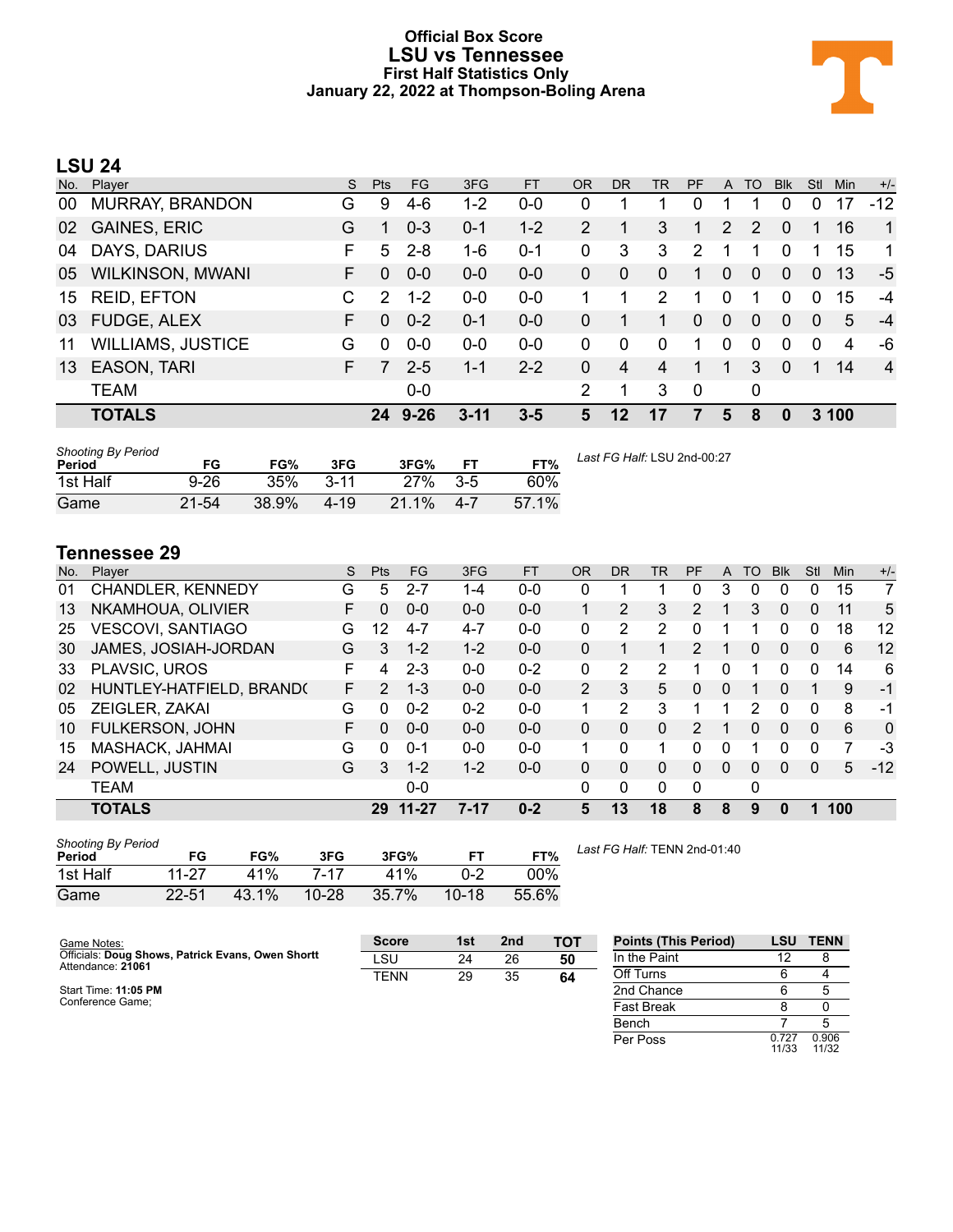# Official Box Score
# LSU vs Tennessee
## First Half Statistics Only
### January 22, 2022 at Thompson-Boling Arena

## LSU 24

| No. | Player | S | Pts | FG | 3FG | FT | OR | DR | TR | PF | A | TO | Blk | Stl | Min | +/- |
|---|---|---|---|---|---|---|---|---|---|---|---|---|---|---|---|---|
| 00 | MURRAY, BRANDON | G | 9 | 4-6 | 1-2 | 0-0 | 0 | 1 | 1 | 0 | 1 | 1 | 0 | 0 | 17 | -12 |
| 02 | GAINES, ERIC | G | 1 | 0-3 | 0-1 | 1-2 | 2 | 1 | 3 | 1 | 2 | 2 | 0 | 1 | 16 | 1 |
| 04 | DAYS, DARIUS | F | 5 | 2-8 | 1-6 | 0-1 | 0 | 3 | 3 | 2 | 1 | 1 | 0 | 1 | 15 | 1 |
| 05 | WILKINSON, MWANI | F | 0 | 0-0 | 0-0 | 0-0 | 0 | 0 | 0 | 1 | 0 | 0 | 0 | 0 | 13 | -5 |
| 15 | REID, EFTON | C | 2 | 1-2 | 0-0 | 0-0 | 1 | 1 | 2 | 1 | 0 | 1 | 0 | 0 | 15 | -4 |
| 03 | FUDGE, ALEX | F | 0 | 0-2 | 0-1 | 0-0 | 0 | 1 | 1 | 0 | 0 | 0 | 0 | 0 | 5 | -4 |
| 11 | WILLIAMS, JUSTICE | G | 0 | 0-0 | 0-0 | 0-0 | 0 | 0 | 0 | 1 | 0 | 0 | 0 | 0 | 4 | -6 |
| 13 | EASON, TARI | F | 7 | 2-5 | 1-1 | 2-2 | 0 | 4 | 4 | 1 | 1 | 3 | 0 | 1 | 14 | 4 |
| | TEAM | | | 0-0 | | | 2 | 1 | 3 | 0 | | 0 | | | | |
| | **TOTALS** | | **24** | **9-26** | **3-11** | **3-5** | **5** | **12** | **17** | **7** | **5** | **8** | **0** | **3** | **100** | |

*Shooting By Period*

| Period | FG | FG% | 3FG | 3FG% | FT | FT% |
|---|---|---|---|---|---|---|
| 1st Half | 9-26 | 35% | 3-11 | 27% | 3-5 | 60% |
| Game | 21-54 | 38.9% | 4-19 | 21.1% | 4-7 | 57.1% |

*Last FG Half:* LSU 2nd-00:27

## Tennessee 29

| No. | Player | S | Pts | FG | 3FG | FT | OR | DR | TR | PF | A | TO | Blk | Stl | Min | +/- |
|---|---|---|---|---|---|---|---|---|---|---|---|---|---|---|---|---|
| 01 | CHANDLER, KENNEDY | G | 5 | 2-7 | 1-4 | 0-0 | 0 | 1 | 1 | 0 | 3 | 0 | 0 | 0 | 15 | 7 |
| 13 | NKAMHOUA, OLIVIER | F | 0 | 0-0 | 0-0 | 0-0 | 1 | 2 | 3 | 2 | 1 | 3 | 0 | 0 | 11 | 5 |
| 25 | VESCOVI, SANTIAGO | G | 12 | 4-7 | 4-7 | 0-0 | 0 | 2 | 2 | 0 | 1 | 1 | 0 | 0 | 18 | 12 |
| 30 | JAMES, JOSIAH-JORDAN | G | 3 | 1-2 | 1-2 | 0-0 | 0 | 1 | 1 | 2 | 1 | 0 | 0 | 0 | 6 | 12 |
| 33 | PLAVSIC, UROS | F | 4 | 2-3 | 0-0 | 0-2 | 0 | 2 | 2 | 1 | 0 | 1 | 0 | 0 | 14 | 6 |
| 02 | HUNTLEY-HATFIELD, BRAND( | F | 2 | 1-3 | 0-0 | 0-0 | 2 | 3 | 5 | 0 | 0 | 1 | 0 | 1 | 9 | -1 |
| 05 | ZEIGLER, ZAKAI | G | 0 | 0-2 | 0-2 | 0-0 | 1 | 2 | 3 | 1 | 1 | 2 | 0 | 0 | 8 | -1 |
| 10 | FULKERSON, JOHN | F | 0 | 0-0 | 0-0 | 0-0 | 0 | 0 | 0 | 2 | 1 | 0 | 0 | 0 | 6 | 0 |
| 15 | MASHACK, JAHMAI | G | 0 | 0-1 | 0-0 | 0-0 | 1 | 0 | 1 | 0 | 0 | 1 | 0 | 0 | 7 | -3 |
| 24 | POWELL, JUSTIN | G | 3 | 1-2 | 1-2 | 0-0 | 0 | 0 | 0 | 0 | 0 | 0 | 0 | 0 | 5 | -12 |
| | TEAM | | | 0-0 | | | 0 | 0 | 0 | 0 | | 0 | | | | |
| | **TOTALS** | | **29** | **11-27** | **7-17** | **0-2** | **5** | **13** | **18** | **8** | **8** | **9** | **0** | **1** | **100** | |

*Shooting By Period*

| Period | FG | FG% | 3FG | 3FG% | FT | FT% |
|---|---|---|---|---|---|---|
| 1st Half | 11-27 | 41% | 7-17 | 41% | 0-2 | 00% |
| Game | 22-51 | 43.1% | 10-28 | 35.7% | 10-18 | 55.6% |

*Last FG Half:* TENN 2nd-01:40

Game Notes:
Officials: **Doug Shows, Patrick Evans, Owen Shortt**
Attendance: **21061**

Start Time: **11:05 PM**
Conference Game;

| Score | 1st | 2nd | TOT |
|---|---|---|---|
| LSU | 24 | 26 | **50** |
| TENN | 29 | 35 | **64** |

| Points (This Period) | LSU | TENN |
|---|---|---|
| In the Paint | 12 | 8 |
| Off Turns | 6 | 4 |
| 2nd Chance | 6 | 5 |
| Fast Break | 8 | 0 |
| Bench | 7 | 5 |
| Per Poss | 0.727 11/33 | 0.906 11/32 |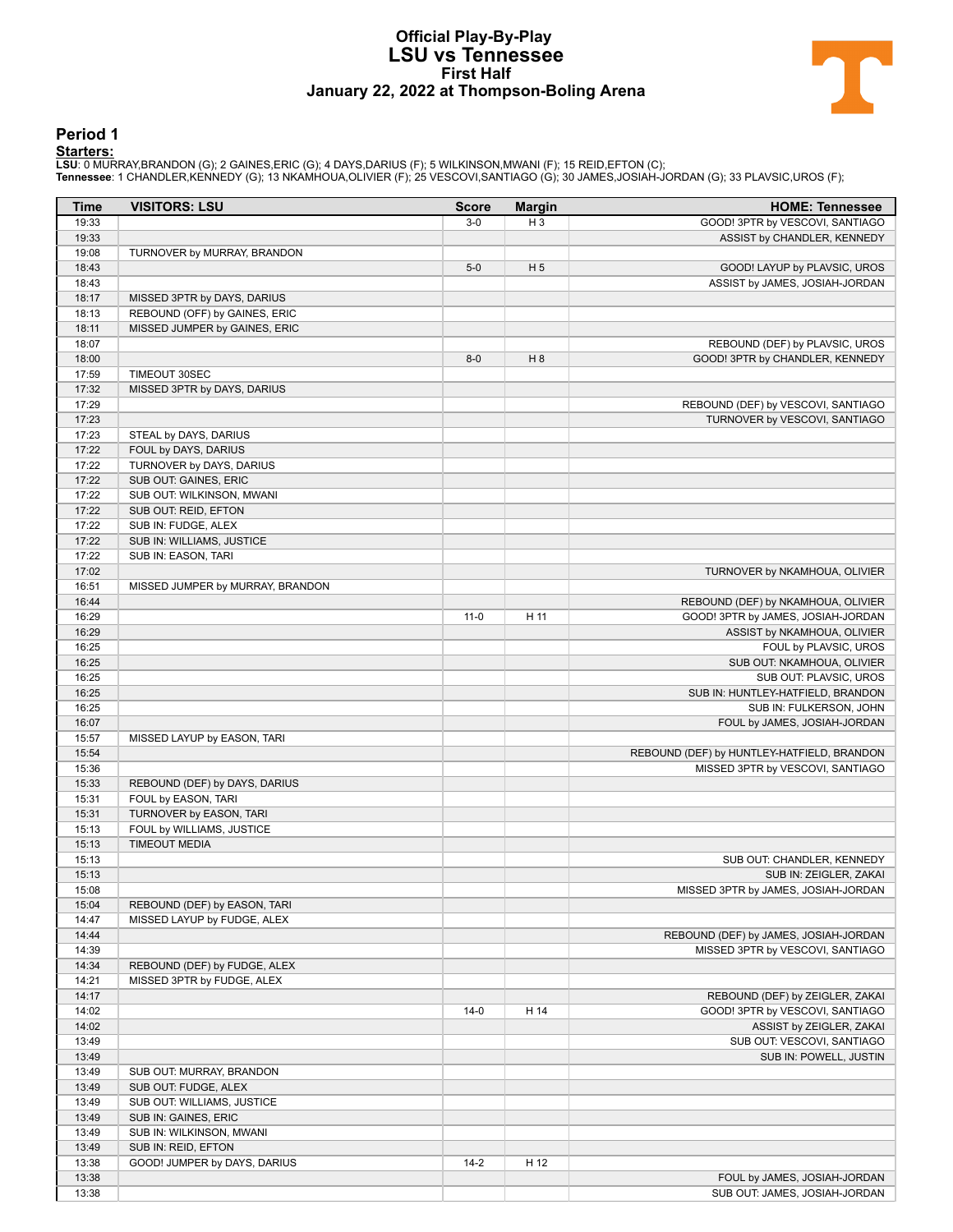# Official Play-By-Play
# LSU vs Tennessee
## First Half
## January 22, 2022 at Thompson-Boling Arena

### Period 1

**Starters:**

**LSU**: 0 MURRAY,BRANDON (G); 2 GAINES,ERIC (G); 4 DAYS,DARIUS (F); 5 WILKINSON,MWANI (F); 15 REID,EFTON (C);
**Tennessee**: 1 CHANDLER,KENNEDY (G); 13 NKAMHOUA,OLIVIER (F); 25 VESCOVI,SANTIAGO (G); 30 JAMES,JOSIAH-JORDAN (G); 33 PLAVSIC,UROS (F);

| Time | VISITORS: LSU | Score | Margin | HOME: Tennessee |
|---|---|---|---|---|
| 19:33 | | 3-0 | H 3 | GOOD! 3PTR by VESCOVI, SANTIAGO |
| 19:33 | | | | ASSIST by CHANDLER, KENNEDY |
| 19:08 | TURNOVER by MURRAY, BRANDON | | | |
| 18:43 | | 5-0 | H 5 | GOOD! LAYUP by PLAVSIC, UROS |
| 18:43 | | | | ASSIST by JAMES, JOSIAH-JORDAN |
| 18:17 | MISSED 3PTR by DAYS, DARIUS | | | |
| 18:13 | REBOUND (OFF) by GAINES, ERIC | | | |
| 18:11 | MISSED JUMPER by GAINES, ERIC | | | |
| 18:07 | | | | REBOUND (DEF) by PLAVSIC, UROS |
| 18:00 | | 8-0 | H 8 | GOOD! 3PTR by CHANDLER, KENNEDY |
| 17:59 | TIMEOUT 30SEC | | | |
| 17:32 | MISSED 3PTR by DAYS, DARIUS | | | |
| 17:29 | | | | REBOUND (DEF) by VESCOVI, SANTIAGO |
| 17:23 | | | | TURNOVER by VESCOVI, SANTIAGO |
| 17:23 | STEAL by DAYS, DARIUS | | | |
| 17:22 | FOUL by DAYS, DARIUS | | | |
| 17:22 | TURNOVER by DAYS, DARIUS | | | |
| 17:22 | SUB OUT: GAINES, ERIC | | | |
| 17:22 | SUB OUT: WILKINSON, MWANI | | | |
| 17:22 | SUB OUT: REID, EFTON | | | |
| 17:22 | SUB IN: FUDGE, ALEX | | | |
| 17:22 | SUB IN: WILLIAMS, JUSTICE | | | |
| 17:22 | SUB IN: EASON, TARI | | | |
| 17:02 | | | | TURNOVER by NKAMHOUA, OLIVIER |
| 16:51 | MISSED JUMPER by MURRAY, BRANDON | | | |
| 16:44 | | | | REBOUND (DEF) by NKAMHOUA, OLIVIER |
| 16:29 | | 11-0 | H 11 | GOOD! 3PTR by JAMES, JOSIAH-JORDAN |
| 16:29 | | | | ASSIST by NKAMHOUA, OLIVIER |
| 16:25 | | | | FOUL by PLAVSIC, UROS |
| 16:25 | | | | SUB OUT: NKAMHOUA, OLIVIER |
| 16:25 | | | | SUB OUT: PLAVSIC, UROS |
| 16:25 | | | | SUB IN: HUNTLEY-HATFIELD, BRANDON |
| 16:25 | | | | SUB IN: FULKERSON, JOHN |
| 16:07 | | | | FOUL by JAMES, JOSIAH-JORDAN |
| 15:57 | MISSED LAYUP by EASON, TARI | | | |
| 15:54 | | | | REBOUND (DEF) by HUNTLEY-HATFIELD, BRANDON |
| 15:36 | | | | MISSED 3PTR by VESCOVI, SANTIAGO |
| 15:33 | REBOUND (DEF) by DAYS, DARIUS | | | |
| 15:31 | FOUL by EASON, TARI | | | |
| 15:31 | TURNOVER by EASON, TARI | | | |
| 15:13 | FOUL by WILLIAMS, JUSTICE | | | |
| 15:13 | TIMEOUT MEDIA | | | |
| 15:13 | | | | SUB OUT: CHANDLER, KENNEDY |
| 15:13 | | | | SUB IN: ZEIGLER, ZAKAI |
| 15:08 | | | | MISSED 3PTR by JAMES, JOSIAH-JORDAN |
| 15:04 | REBOUND (DEF) by EASON, TARI | | | |
| 14:47 | MISSED LAYUP by FUDGE, ALEX | | | |
| 14:44 | | | | REBOUND (DEF) by JAMES, JOSIAH-JORDAN |
| 14:39 | | | | MISSED 3PTR by VESCOVI, SANTIAGO |
| 14:34 | REBOUND (DEF) by FUDGE, ALEX | | | |
| 14:21 | MISSED 3PTR by FUDGE, ALEX | | | |
| 14:17 | | | | REBOUND (DEF) by ZEIGLER, ZAKAI |
| 14:02 | | 14-0 | H 14 | GOOD! 3PTR by VESCOVI, SANTIAGO |
| 14:02 | | | | ASSIST by ZEIGLER, ZAKAI |
| 13:49 | | | | SUB OUT: VESCOVI, SANTIAGO |
| 13:49 | | | | SUB IN: POWELL, JUSTIN |
| 13:49 | SUB OUT: MURRAY, BRANDON | | | |
| 13:49 | SUB OUT: FUDGE, ALEX | | | |
| 13:49 | SUB OUT: WILLIAMS, JUSTICE | | | |
| 13:49 | SUB IN: GAINES, ERIC | | | |
| 13:49 | SUB IN: WILKINSON, MWANI | | | |
| 13:49 | SUB IN: REID, EFTON | | | |
| 13:38 | GOOD! JUMPER by DAYS, DARIUS | 14-2 | H 12 | |
| 13:38 | | | | FOUL by JAMES, JOSIAH-JORDAN |
| 13:38 | | | | SUB OUT: JAMES, JOSIAH-JORDAN |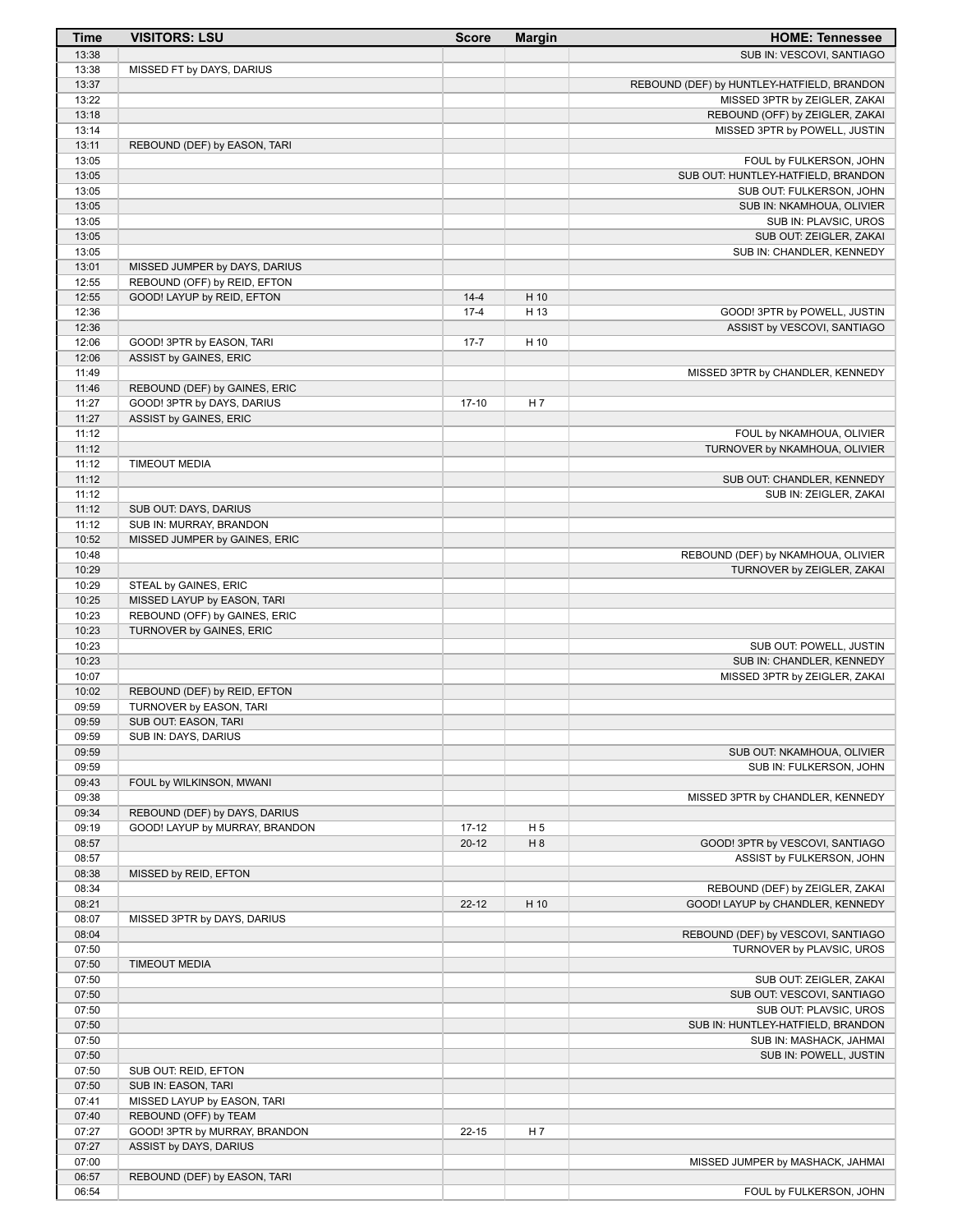| Time | VISITORS: LSU | Score | Margin | HOME: Tennessee |
|---|---|---|---|---|
| 13:38 | | | | SUB IN: VESCOVI, SANTIAGO |
| 13:38 | MISSED FT by DAYS, DARIUS | | | |
| 13:37 | | | | REBOUND (DEF) by HUNTLEY-HATFIELD, BRANDON |
| 13:22 | | | | MISSED 3PTR by ZEIGLER, ZAKAI |
| 13:18 | | | | REBOUND (OFF) by ZEIGLER, ZAKAI |
| 13:14 | | | | MISSED 3PTR by POWELL, JUSTIN |
| 13:11 | REBOUND (DEF) by EASON, TARI | | | |
| 13:05 | | | | FOUL by FULKERSON, JOHN |
| 13:05 | | | | SUB OUT: HUNTLEY-HATFIELD, BRANDON |
| 13:05 | | | | SUB OUT: FULKERSON, JOHN |
| 13:05 | | | | SUB IN: NKAMHOUA, OLIVIER |
| 13:05 | | | | SUB IN: PLAVSIC, UROS |
| 13:05 | | | | SUB OUT: ZEIGLER, ZAKAI |
| 13:05 | | | | SUB IN: CHANDLER, KENNEDY |
| 13:01 | MISSED JUMPER by DAYS, DARIUS | | | |
| 12:55 | REBOUND (OFF) by REID, EFTON | | | |
| 12:55 | GOOD! LAYUP by REID, EFTON | 14-4 | H 10 | |
| 12:36 | | 17-4 | H 13 | GOOD! 3PTR by POWELL, JUSTIN |
| 12:36 | | | | ASSIST by VESCOVI, SANTIAGO |
| 12:06 | GOOD! 3PTR by EASON, TARI | 17-7 | H 10 | |
| 12:06 | ASSIST by GAINES, ERIC | | | |
| 11:49 | | | | MISSED 3PTR by CHANDLER, KENNEDY |
| 11:46 | REBOUND (DEF) by GAINES, ERIC | | | |
| 11:27 | GOOD! 3PTR by DAYS, DARIUS | 17-10 | H 7 | |
| 11:27 | ASSIST by GAINES, ERIC | | | |
| 11:12 | | | | FOUL by NKAMHOUA, OLIVIER |
| 11:12 | | | | TURNOVER by NKAMHOUA, OLIVIER |
| 11:12 | TIMEOUT MEDIA | | | |
| 11:12 | | | | SUB OUT: CHANDLER, KENNEDY |
| 11:12 | | | | SUB IN: ZEIGLER, ZAKAI |
| 11:12 | SUB OUT: DAYS, DARIUS | | | |
| 11:12 | SUB IN: MURRAY, BRANDON | | | |
| 10:52 | MISSED JUMPER by GAINES, ERIC | | | |
| 10:48 | | | | REBOUND (DEF) by NKAMHOUA, OLIVIER |
| 10:29 | | | | TURNOVER by ZEIGLER, ZAKAI |
| 10:29 | STEAL by GAINES, ERIC | | | |
| 10:25 | MISSED LAYUP by EASON, TARI | | | |
| 10:23 | REBOUND (OFF) by GAINES, ERIC | | | |
| 10:23 | TURNOVER by GAINES, ERIC | | | |
| 10:23 | | | | SUB OUT: POWELL, JUSTIN |
| 10:23 | | | | SUB IN: CHANDLER, KENNEDY |
| 10:07 | | | | MISSED 3PTR by ZEIGLER, ZAKAI |
| 10:02 | REBOUND (DEF) by REID, EFTON | | | |
| 09:59 | TURNOVER by EASON, TARI | | | |
| 09:59 | SUB OUT: EASON, TARI | | | |
| 09:59 | SUB IN: DAYS, DARIUS | | | |
| 09:59 | | | | SUB OUT: NKAMHOUA, OLIVIER |
| 09:59 | | | | SUB IN: FULKERSON, JOHN |
| 09:43 | FOUL by WILKINSON, MWANI | | | |
| 09:38 | | | | MISSED 3PTR by CHANDLER, KENNEDY |
| 09:34 | REBOUND (DEF) by DAYS, DARIUS | | | |
| 09:19 | GOOD! LAYUP by MURRAY, BRANDON | 17-12 | H 5 | |
| 08:57 | | 20-12 | H 8 | GOOD! 3PTR by VESCOVI, SANTIAGO |
| 08:57 | | | | ASSIST by FULKERSON, JOHN |
| 08:38 | MISSED by REID, EFTON | | | |
| 08:34 | | | | REBOUND (DEF) by ZEIGLER, ZAKAI |
| 08:21 | | 22-12 | H 10 | GOOD! LAYUP by CHANDLER, KENNEDY |
| 08:07 | MISSED 3PTR by DAYS, DARIUS | | | |
| 08:04 | | | | REBOUND (DEF) by VESCOVI, SANTIAGO |
| 07:50 | | | | TURNOVER by PLAVSIC, UROS |
| 07:50 | TIMEOUT MEDIA | | | |
| 07:50 | | | | SUB OUT: ZEIGLER, ZAKAI |
| 07:50 | | | | SUB OUT: VESCOVI, SANTIAGO |
| 07:50 | | | | SUB OUT: PLAVSIC, UROS |
| 07:50 | | | | SUB IN: HUNTLEY-HATFIELD, BRANDON |
| 07:50 | | | | SUB IN: MASHACK, JAHMAI |
| 07:50 | | | | SUB IN: POWELL, JUSTIN |
| 07:50 | SUB OUT: REID, EFTON | | | |
| 07:50 | SUB IN: EASON, TARI | | | |
| 07:41 | MISSED LAYUP by EASON, TARI | | | |
| 07:40 | REBOUND (OFF) by TEAM | | | |
| 07:27 | GOOD! 3PTR by MURRAY, BRANDON | 22-15 | H 7 | |
| 07:27 | ASSIST by DAYS, DARIUS | | | |
| 07:00 | | | | MISSED JUMPER by MASHACK, JAHMAI |
| 06:57 | REBOUND (DEF) by EASON, TARI | | | |
| 06:54 | | | | FOUL by FULKERSON, JOHN |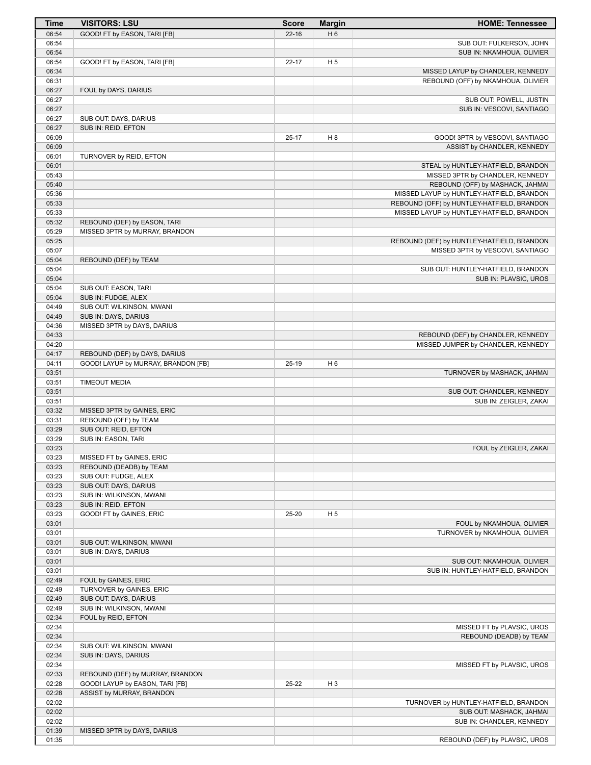| Time | VISITORS: LSU | Score | Margin | HOME: Tennessee |
|---|---|---|---|---|
| 06:54 | GOOD! FT by EASON, TARI [FB] | 22-16 | H 6 | |
| 06:54 | | | | SUB OUT: FULKERSON, JOHN |
| 06:54 | | | | SUB IN: NKAMHOUA, OLIVIER |
| 06:54 | GOOD! FT by EASON, TARI [FB] | 22-17 | H 5 | |
| 06:34 | | | | MISSED LAYUP by CHANDLER, KENNEDY |
| 06:31 | | | | REBOUND (OFF) by NKAMHOUA, OLIVIER |
| 06:27 | FOUL by DAYS, DARIUS | | | |
| 06:27 | | | | SUB OUT: POWELL, JUSTIN |
| 06:27 | | | | SUB IN: VESCOVI, SANTIAGO |
| 06:27 | SUB OUT: DAYS, DARIUS | | | |
| 06:27 | SUB IN: REID, EFTON | | | |
| 06:09 | | 25-17 | H 8 | GOOD! 3PTR by VESCOVI, SANTIAGO |
| 06:09 | | | | ASSIST by CHANDLER, KENNEDY |
| 06:01 | TURNOVER by REID, EFTON | | | |
| 06:01 | | | | STEAL by HUNTLEY-HATFIELD, BRANDON |
| 05:43 | | | | MISSED 3PTR by CHANDLER, KENNEDY |
| 05:40 | | | | REBOUND (OFF) by MASHACK, JAHMAI |
| 05:36 | | | | MISSED LAYUP by HUNTLEY-HATFIELD, BRANDON |
| 05:33 | | | | REBOUND (OFF) by HUNTLEY-HATFIELD, BRANDON |
| 05:33 | | | | MISSED LAYUP by HUNTLEY-HATFIELD, BRANDON |
| 05:32 | REBOUND (DEF) by EASON, TARI | | | |
| 05:29 | MISSED 3PTR by MURRAY, BRANDON | | | |
| 05:25 | | | | REBOUND (DEF) by HUNTLEY-HATFIELD, BRANDON |
| 05:07 | | | | MISSED 3PTR by VESCOVI, SANTIAGO |
| 05:04 | REBOUND (DEF) by TEAM | | | |
| 05:04 | | | | SUB OUT: HUNTLEY-HATFIELD, BRANDON |
| 05:04 | | | | SUB IN: PLAVSIC, UROS |
| 05:04 | SUB OUT: EASON, TARI | | | |
| 05:04 | SUB IN: FUDGE, ALEX | | | |
| 04:49 | SUB OUT: WILKINSON, MWANI | | | |
| 04:49 | SUB IN: DAYS, DARIUS | | | |
| 04:36 | MISSED 3PTR by DAYS, DARIUS | | | |
| 04:33 | | | | REBOUND (DEF) by CHANDLER, KENNEDY |
| 04:20 | | | | MISSED JUMPER by CHANDLER, KENNEDY |
| 04:17 | REBOUND (DEF) by DAYS, DARIUS | | | |
| 04:11 | GOOD! LAYUP by MURRAY, BRANDON [FB] | 25-19 | H 6 | |
| 03:51 | | | | TURNOVER by MASHACK, JAHMAI |
| 03:51 | TIMEOUT MEDIA | | | |
| 03:51 | | | | SUB OUT: CHANDLER, KENNEDY |
| 03:51 | | | | SUB IN: ZEIGLER, ZAKAI |
| 03:32 | MISSED 3PTR by GAINES, ERIC | | | |
| 03:31 | REBOUND (OFF) by TEAM | | | |
| 03:29 | SUB OUT: REID, EFTON | | | |
| 03:29 | SUB IN: EASON, TARI | | | |
| 03:23 | | | | FOUL by ZEIGLER, ZAKAI |
| 03:23 | MISSED FT by GAINES, ERIC | | | |
| 03:23 | REBOUND (DEADB) by TEAM | | | |
| 03:23 | SUB OUT: FUDGE, ALEX | | | |
| 03:23 | SUB OUT: DAYS, DARIUS | | | |
| 03:23 | SUB IN: WILKINSON, MWANI | | | |
| 03:23 | SUB IN: REID, EFTON | | | |
| 03:23 | GOOD! FT by GAINES, ERIC | 25-20 | H 5 | |
| 03:01 | | | | FOUL by NKAMHOUA, OLIVIER |
| 03:01 | | | | TURNOVER by NKAMHOUA, OLIVIER |
| 03:01 | SUB OUT: WILKINSON, MWANI | | | |
| 03:01 | SUB IN: DAYS, DARIUS | | | |
| 03:01 | | | | SUB OUT: NKAMHOUA, OLIVIER |
| 03:01 | | | | SUB IN: HUNTLEY-HATFIELD, BRANDON |
| 02:49 | FOUL by GAINES, ERIC | | | |
| 02:49 | TURNOVER by GAINES, ERIC | | | |
| 02:49 | SUB OUT: DAYS, DARIUS | | | |
| 02:49 | SUB IN: WILKINSON, MWANI | | | |
| 02:34 | FOUL by REID, EFTON | | | |
| 02:34 | | | | MISSED FT by PLAVSIC, UROS |
| 02:34 | | | | REBOUND (DEADB) by TEAM |
| 02:34 | SUB OUT: WILKINSON, MWANI | | | |
| 02:34 | SUB IN: DAYS, DARIUS | | | |
| 02:34 | | | | MISSED FT by PLAVSIC, UROS |
| 02:33 | REBOUND (DEF) by MURRAY, BRANDON | | | |
| 02:28 | GOOD! LAYUP by EASON, TARI [FB] | 25-22 | H 3 | |
| 02:28 | ASSIST by MURRAY, BRANDON | | | |
| 02:02 | | | | TURNOVER by HUNTLEY-HATFIELD, BRANDON |
| 02:02 | | | | SUB OUT: MASHACK, JAHMAI |
| 02:02 | | | | SUB IN: CHANDLER, KENNEDY |
| 01:39 | MISSED 3PTR by DAYS, DARIUS | | | |
| 01:35 | | | | REBOUND (DEF) by PLAVSIC, UROS |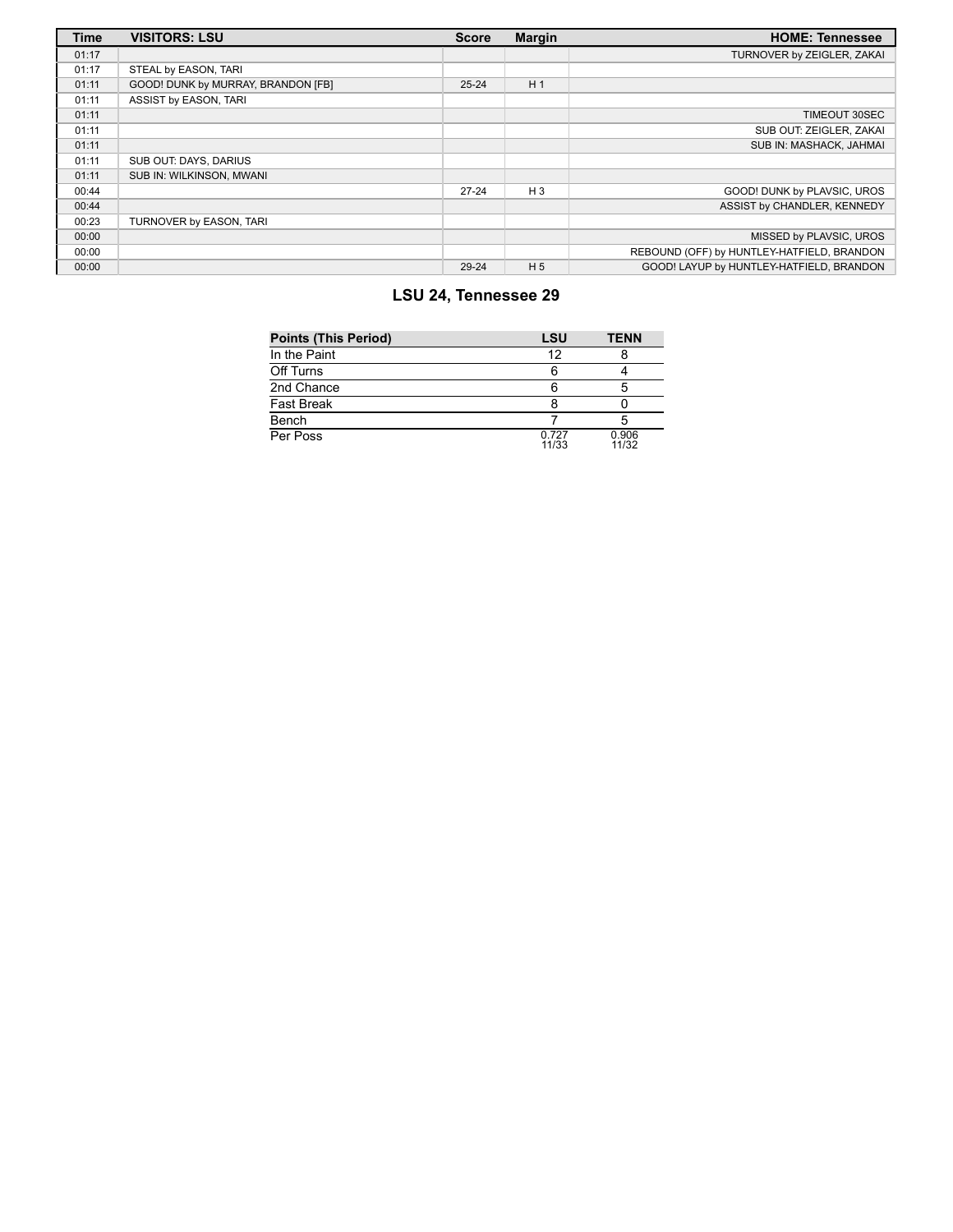| Time | VISITORS: LSU | Score | Margin | HOME: Tennessee |
| --- | --- | --- | --- | --- |
| 01:17 | | | | TURNOVER by ZEIGLER, ZAKAI |
| 01:17 | STEAL by EASON, TARI | | | |
| 01:11 | GOOD! DUNK by MURRAY, BRANDON [FB] | 25-24 | H 1 | |
| 01:11 | ASSIST by EASON, TARI | | | |
| 01:11 | | | | TIMEOUT 30SEC |
| 01:11 | | | | SUB OUT: ZEIGLER, ZAKAI |
| 01:11 | | | | SUB IN: MASHACK, JAHMAI |
| 01:11 | SUB OUT: DAYS, DARIUS | | | |
| 01:11 | SUB IN: WILKINSON, MWANI | | | |
| 00:44 | | 27-24 | H 3 | GOOD! DUNK by PLAVSIC, UROS |
| 00:44 | | | | ASSIST by CHANDLER, KENNEDY |
| 00:23 | TURNOVER by EASON, TARI | | | |
| 00:00 | | | | MISSED by PLAVSIC, UROS |
| 00:00 | | | | REBOUND (OFF) by HUNTLEY-HATFIELD, BRANDON |
| 00:00 | | 29-24 | H 5 | GOOD! LAYUP by HUNTLEY-HATFIELD, BRANDON |

## LSU 24, Tennessee 29

| Points (This Period) | LSU | TENN |
| --- | --- | --- |
| In the Paint | 12 | 8 |
| Off Turns | 6 | 4 |
| 2nd Chance | 6 | 5 |
| Fast Break | 8 | 0 |
| Bench | 7 | 5 |
| Per Poss | 0.727 11/33 | 0.906 11/32 |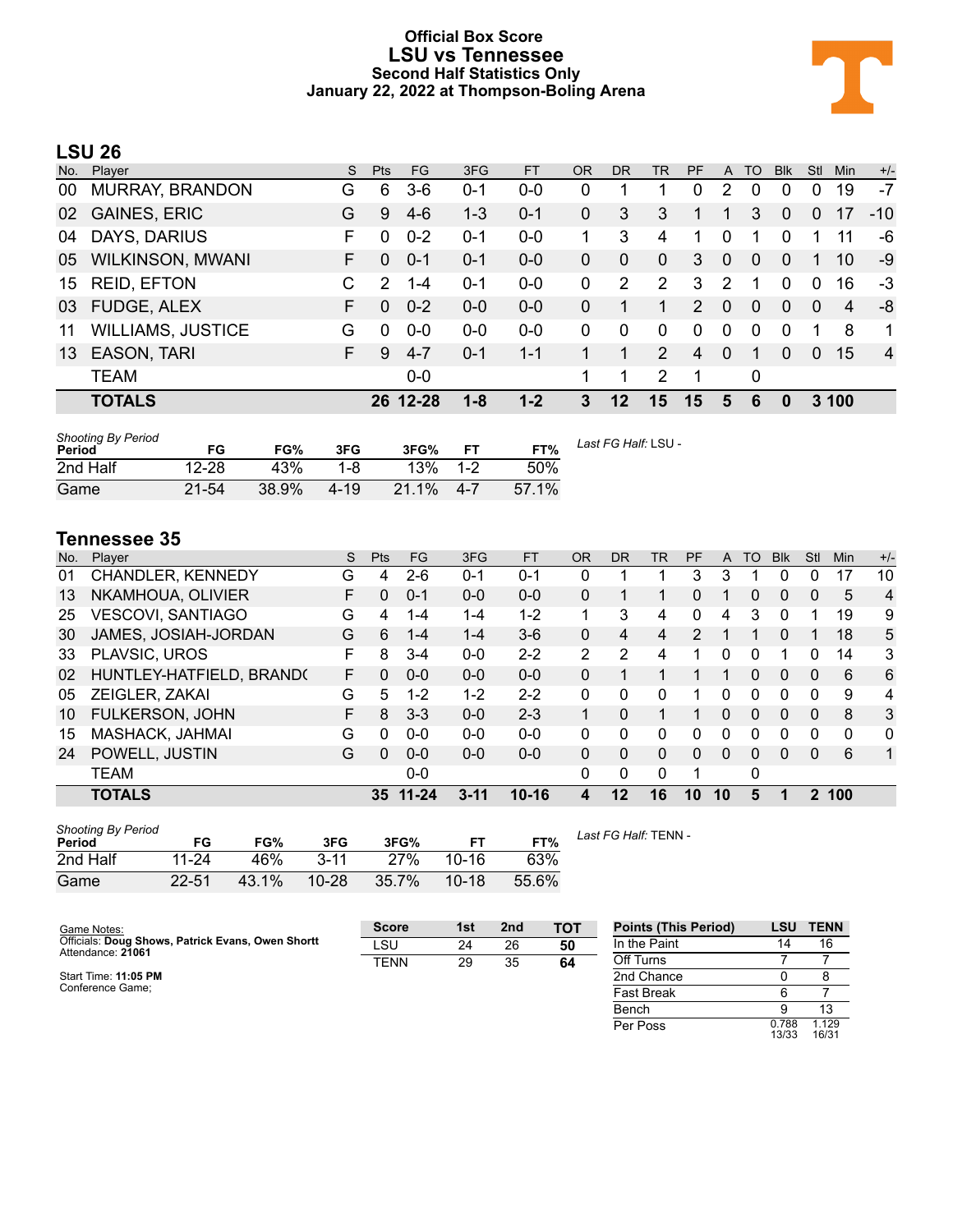# Official Box Score
# LSU vs Tennessee
## Second Half Statistics Only
## January 22, 2022 at Thompson-Boling Arena

## LSU 26

| No. | Player | S | Pts | FG | 3FG | FT | OR | DR | TR | PF | A | TO | Blk | Stl | Min | +/- |
|---|---|---|---|---|---|---|---|---|---|---|---|---|---|---|---|---|
| 00 | MURRAY, BRANDON | G | 6 | 3-6 | 0-1 | 0-0 | 0 | 1 | 1 | 0 | 2 | 0 | 0 | 0 | 19 | -7 |
| 02 | GAINES, ERIC | G | 9 | 4-6 | 1-3 | 0-1 | 0 | 3 | 3 | 1 | 1 | 3 | 0 | 0 | 17 | -10 |
| 04 | DAYS, DARIUS | F | 0 | 0-2 | 0-1 | 0-0 | 1 | 3 | 4 | 1 | 0 | 1 | 0 | 1 | 11 | -6 |
| 05 | WILKINSON, MWANI | F | 0 | 0-1 | 0-1 | 0-0 | 0 | 0 | 0 | 3 | 0 | 0 | 0 | 1 | 10 | -9 |
| 15 | REID, EFTON | C | 2 | 1-4 | 0-1 | 0-0 | 0 | 2 | 2 | 3 | 2 | 1 | 0 | 0 | 16 | -3 |
| 03 | FUDGE, ALEX | F | 0 | 0-2 | 0-0 | 0-0 | 0 | 1 | 1 | 2 | 0 | 0 | 0 | 0 | 4 | -8 |
| 11 | WILLIAMS, JUSTICE | G | 0 | 0-0 | 0-0 | 0-0 | 0 | 0 | 0 | 0 | 0 | 0 | 0 | 1 | 8 | 1 |
| 13 | EASON, TARI | F | 9 | 4-7 | 0-1 | 1-1 | 1 | 1 | 2 | 4 | 0 | 1 | 0 | 0 | 15 | 4 |
| | TEAM | | | 0-0 | | | 1 | 1 | 2 | 1 | | 0 | | | | |
| | **TOTALS** | | **26** | **12-28** | **1-8** | **1-2** | **3** | **12** | **15** | **15** | **5** | **6** | **0** | **3** | **100** | |

*Shooting By Period*

| Period | FG | FG% | 3FG | 3FG% | FT | FT% |
|---|---|---|---|---|---|---|
| 2nd Half | 12-28 | 43% | 1-8 | 13% | 1-2 | 50% |
| Game | 21-54 | 38.9% | 4-19 | 21.1% | 4-7 | 57.1% |

*Last FG Half:* LSU -

## Tennessee 35

| No. | Player | S | Pts | FG | 3FG | FT | OR | DR | TR | PF | A | TO | Blk | Stl | Min | +/- |
|---|---|---|---|---|---|---|---|---|---|---|---|---|---|---|---|---|
| 01 | CHANDLER, KENNEDY | G | 4 | 2-6 | 0-1 | 0-1 | 0 | 1 | 1 | 3 | 3 | 1 | 0 | 0 | 17 | 10 |
| 13 | NKAMHOUA, OLIVIER | F | 0 | 0-1 | 0-0 | 0-0 | 0 | 1 | 1 | 0 | 1 | 0 | 0 | 0 | 5 | 4 |
| 25 | VESCOVI, SANTIAGO | G | 4 | 1-4 | 1-4 | 1-2 | 1 | 3 | 4 | 0 | 4 | 3 | 0 | 1 | 19 | 9 |
| 30 | JAMES, JOSIAH-JORDAN | G | 6 | 1-4 | 1-4 | 3-6 | 0 | 4 | 4 | 2 | 1 | 1 | 0 | 1 | 18 | 5 |
| 33 | PLAVSIC, UROS | F | 8 | 3-4 | 0-0 | 2-2 | 2 | 2 | 4 | 1 | 0 | 0 | 1 | 0 | 14 | 3 |
| 02 | HUNTLEY-HATFIELD, BRANDO | F | 0 | 0-0 | 0-0 | 0-0 | 0 | 1 | 1 | 1 | 1 | 0 | 0 | 0 | 6 | 6 |
| 05 | ZEIGLER, ZAKAI | G | 5 | 1-2 | 1-2 | 2-2 | 0 | 0 | 0 | 1 | 0 | 0 | 0 | 0 | 9 | 4 |
| 10 | FULKERSON, JOHN | F | 8 | 3-3 | 0-0 | 2-3 | 1 | 0 | 1 | 1 | 0 | 0 | 0 | 0 | 8 | 3 |
| 15 | MASHACK, JAHMAI | G | 0 | 0-0 | 0-0 | 0-0 | 0 | 0 | 0 | 0 | 0 | 0 | 0 | 0 | 0 | 0 |
| 24 | POWELL, JUSTIN | G | 0 | 0-0 | 0-0 | 0-0 | 0 | 0 | 0 | 0 | 0 | 0 | 0 | 0 | 6 | 1 |
| | TEAM | | | 0-0 | | | 0 | 0 | 0 | 1 | | 0 | | | | |
| | **TOTALS** | | **35** | **11-24** | **3-11** | **10-16** | **4** | **12** | **16** | **10** | **10** | **5** | **1** | **2** | **100** | |

*Shooting By Period*

| Period | FG | FG% | 3FG | 3FG% | FT | FT% |
|---|---|---|---|---|---|---|
| 2nd Half | 11-24 | 46% | 3-11 | 27% | 10-16 | 63% |
| Game | 22-51 | 43.1% | 10-28 | 35.7% | 10-18 | 55.6% |

*Last FG Half:* TENN -

Game Notes:
Officials: **Doug Shows, Patrick Evans, Owen Shortt**
Attendance: **21061**

Start Time: **11:05 PM**
Conference Game;

| Score | 1st | 2nd | TOT |
|---|---|---|---|
| LSU | 24 | 26 | **50** |
| TENN | 29 | 35 | **64** |

| Points (This Period) | LSU | TENN |
|---|---|---|
| In the Paint | 14 | 16 |
| Off Turns | 7 | 7 |
| 2nd Chance | 0 | 8 |
| Fast Break | 6 | 7 |
| Bench | 9 | 13 |
| Per Poss | 0.788 13/33 | 1.129 16/31 |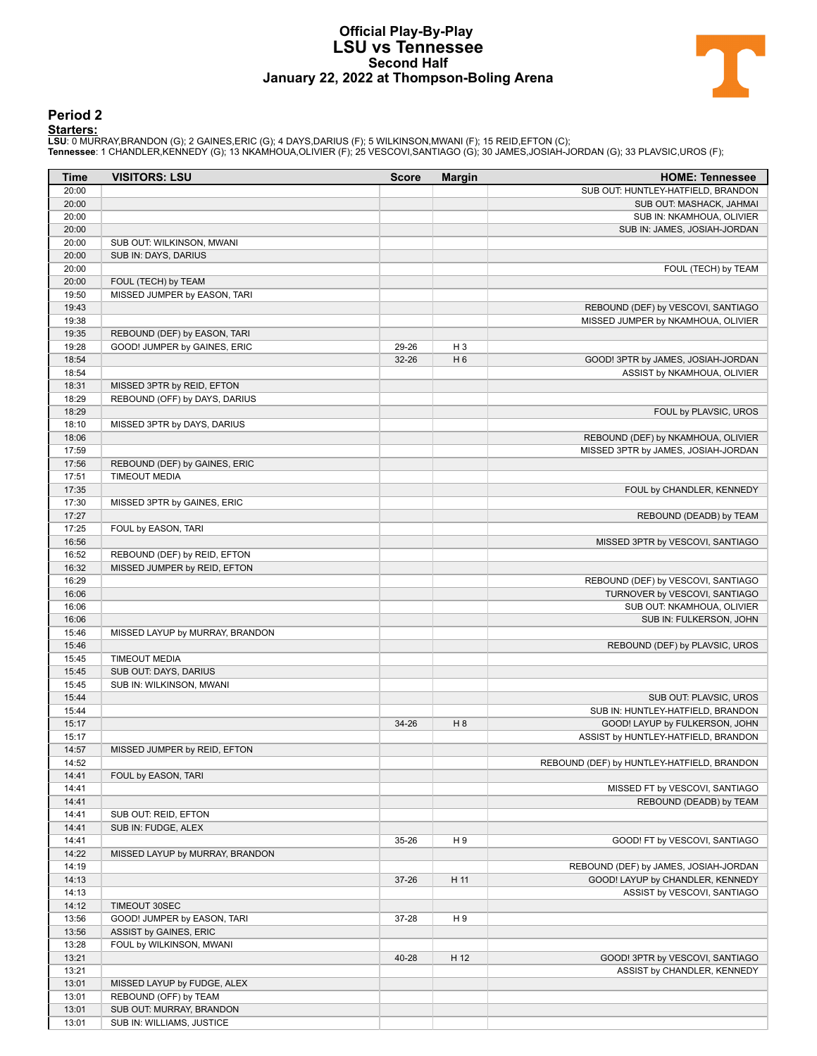# Official Play-By-Play
## LSU vs Tennessee
### Second Half
### January 22, 2022 at Thompson-Boling Arena

## Period 2

**Starters:**

**LSU**: 0 MURRAY,BRANDON (G); 2 GAINES,ERIC (G); 4 DAYS,DARIUS (F); 5 WILKINSON,MWANI (F); 15 REID,EFTON (C);
**Tennessee**: 1 CHANDLER,KENNEDY (G); 13 NKAMHOUA,OLIVIER (F); 25 VESCOVI,SANTIAGO (G); 30 JAMES,JOSIAH-JORDAN (G); 33 PLAVSIC,UROS (F);

| Time | VISITORS: LSU | Score | Margin | HOME: Tennessee |
|---|---|---|---|---|
| 20:00 | | | | SUB OUT: HUNTLEY-HATFIELD, BRANDON |
| 20:00 | | | | SUB OUT: MASHACK, JAHMAI |
| 20:00 | | | | SUB IN: NKAMHOUA, OLIVIER |
| 20:00 | | | | SUB IN: JAMES, JOSIAH-JORDAN |
| 20:00 | SUB OUT: WILKINSON, MWANI | | | |
| 20:00 | SUB IN: DAYS, DARIUS | | | |
| 20:00 | | | | FOUL (TECH) by TEAM |
| 20:00 | FOUL (TECH) by TEAM | | | |
| 19:50 | MISSED JUMPER by EASON, TARI | | | |
| 19:43 | | | | REBOUND (DEF) by VESCOVI, SANTIAGO |
| 19:38 | | | | MISSED JUMPER by NKAMHOUA, OLIVIER |
| 19:35 | REBOUND (DEF) by EASON, TARI | | | |
| 19:28 | GOOD! JUMPER by GAINES, ERIC | 29-26 | H 3 | |
| 18:54 | | 32-26 | H 6 | GOOD! 3PTR by JAMES, JOSIAH-JORDAN |
| 18:54 | | | | ASSIST by NKAMHOUA, OLIVIER |
| 18:31 | MISSED 3PTR by REID, EFTON | | | |
| 18:29 | REBOUND (OFF) by DAYS, DARIUS | | | |
| 18:29 | | | | FOUL by PLAVSIC, UROS |
| 18:10 | MISSED 3PTR by DAYS, DARIUS | | | |
| 18:06 | | | | REBOUND (DEF) by NKAMHOUA, OLIVIER |
| 17:59 | | | | MISSED 3PTR by JAMES, JOSIAH-JORDAN |
| 17:56 | REBOUND (DEF) by GAINES, ERIC | | | |
| 17:51 | TIMEOUT MEDIA | | | |
| 17:35 | | | | FOUL by CHANDLER, KENNEDY |
| 17:30 | MISSED 3PTR by GAINES, ERIC | | | |
| 17:27 | | | | REBOUND (DEADB) by TEAM |
| 17:25 | FOUL by EASON, TARI | | | |
| 16:56 | | | | MISSED 3PTR by VESCOVI, SANTIAGO |
| 16:52 | REBOUND (DEF) by REID, EFTON | | | |
| 16:32 | MISSED JUMPER by REID, EFTON | | | |
| 16:29 | | | | REBOUND (DEF) by VESCOVI, SANTIAGO |
| 16:06 | | | | TURNOVER by VESCOVI, SANTIAGO |
| 16:06 | | | | SUB OUT: NKAMHOUA, OLIVIER |
| 16:06 | | | | SUB IN: FULKERSON, JOHN |
| 15:46 | MISSED LAYUP by MURRAY, BRANDON | | | |
| 15:46 | | | | REBOUND (DEF) by PLAVSIC, UROS |
| 15:45 | TIMEOUT MEDIA | | | |
| 15:45 | SUB OUT: DAYS, DARIUS | | | |
| 15:45 | SUB IN: WILKINSON, MWANI | | | |
| 15:44 | | | | SUB OUT: PLAVSIC, UROS |
| 15:44 | | | | SUB IN: HUNTLEY-HATFIELD, BRANDON |
| 15:17 | | 34-26 | H 8 | GOOD! LAYUP by FULKERSON, JOHN |
| 15:17 | | | | ASSIST by HUNTLEY-HATFIELD, BRANDON |
| 14:57 | MISSED JUMPER by REID, EFTON | | | |
| 14:52 | | | | REBOUND (DEF) by HUNTLEY-HATFIELD, BRANDON |
| 14:41 | FOUL by EASON, TARI | | | |
| 14:41 | | | | MISSED FT by VESCOVI, SANTIAGO |
| 14:41 | | | | REBOUND (DEADB) by TEAM |
| 14:41 | SUB OUT: REID, EFTON | | | |
| 14:41 | SUB IN: FUDGE, ALEX | | | |
| 14:41 | | 35-26 | H 9 | GOOD! FT by VESCOVI, SANTIAGO |
| 14:22 | MISSED LAYUP by MURRAY, BRANDON | | | |
| 14:19 | | | | REBOUND (DEF) by JAMES, JOSIAH-JORDAN |
| 14:13 | | 37-26 | H 11 | GOOD! LAYUP by CHANDLER, KENNEDY |
| 14:13 | | | | ASSIST by VESCOVI, SANTIAGO |
| 14:12 | TIMEOUT 30SEC | | | |
| 13:56 | GOOD! JUMPER by EASON, TARI | 37-28 | H 9 | |
| 13:56 | ASSIST by GAINES, ERIC | | | |
| 13:28 | FOUL by WILKINSON, MWANI | | | |
| 13:21 | | 40-28 | H 12 | GOOD! 3PTR by VESCOVI, SANTIAGO |
| 13:21 | | | | ASSIST by CHANDLER, KENNEDY |
| 13:01 | MISSED LAYUP by FUDGE, ALEX | | | |
| 13:01 | REBOUND (OFF) by TEAM | | | |
| 13:01 | SUB OUT: MURRAY, BRANDON | | | |
| 13:01 | SUB IN: WILLIAMS, JUSTICE | | | |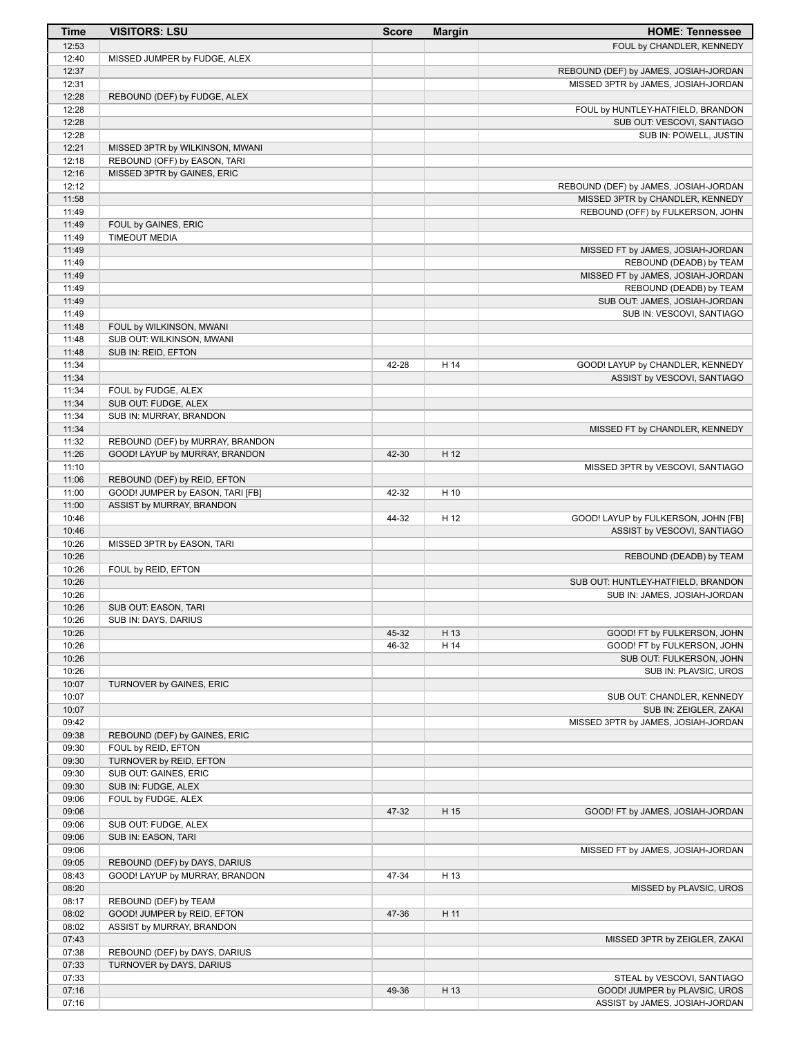| Time | VISITORS: LSU | Score | Margin | HOME: Tennessee |
|---|---|---|---|---|
| 12:53 | | | | FOUL by CHANDLER, KENNEDY |
| 12:40 | MISSED JUMPER by FUDGE, ALEX | | | |
| 12:37 | | | | REBOUND (DEF) by JAMES, JOSIAH-JORDAN |
| 12:31 | | | | MISSED 3PTR by JAMES, JOSIAH-JORDAN |
| 12:28 | REBOUND (DEF) by FUDGE, ALEX | | | |
| 12:28 | | | | FOUL by HUNTLEY-HATFIELD, BRANDON |
| 12:28 | | | | SUB OUT: VESCOVI, SANTIAGO |
| 12:28 | | | | SUB IN: POWELL, JUSTIN |
| 12:21 | MISSED 3PTR by WILKINSON, MWANI | | | |
| 12:18 | REBOUND (OFF) by EASON, TARI | | | |
| 12:16 | MISSED 3PTR by GAINES, ERIC | | | |
| 12:12 | | | | REBOUND (DEF) by JAMES, JOSIAH-JORDAN |
| 11:58 | | | | MISSED 3PTR by CHANDLER, KENNEDY |
| 11:49 | | | | REBOUND (OFF) by FULKERSON, JOHN |
| 11:49 | FOUL by GAINES, ERIC | | | |
| 11:49 | TIMEOUT MEDIA | | | |
| 11:49 | | | | MISSED FT by JAMES, JOSIAH-JORDAN |
| 11:49 | | | | REBOUND (DEADB) by TEAM |
| 11:49 | | | | MISSED FT by JAMES, JOSIAH-JORDAN |
| 11:49 | | | | REBOUND (DEADB) by TEAM |
| 11:49 | | | | SUB OUT: JAMES, JOSIAH-JORDAN |
| 11:49 | | | | SUB IN: VESCOVI, SANTIAGO |
| 11:48 | FOUL by WILKINSON, MWANI | | | |
| 11:48 | SUB OUT: WILKINSON, MWANI | | | |
| 11:48 | SUB IN: REID, EFTON | | | |
| 11:34 | | 42-28 | H 14 | GOOD! LAYUP by CHANDLER, KENNEDY |
| 11:34 | | | | ASSIST by VESCOVI, SANTIAGO |
| 11:34 | FOUL by FUDGE, ALEX | | | |
| 11:34 | SUB OUT: FUDGE, ALEX | | | |
| 11:34 | SUB IN: MURRAY, BRANDON | | | |
| 11:34 | | | | MISSED FT by CHANDLER, KENNEDY |
| 11:32 | REBOUND (DEF) by MURRAY, BRANDON | | | |
| 11:26 | GOOD! LAYUP by MURRAY, BRANDON | 42-30 | H 12 | |
| 11:10 | | | | MISSED 3PTR by VESCOVI, SANTIAGO |
| 11:06 | REBOUND (DEF) by REID, EFTON | | | |
| 11:00 | GOOD! JUMPER by EASON, TARI [FB] | 42-32 | H 10 | |
| 11:00 | ASSIST by MURRAY, BRANDON | | | |
| 10:46 | | 44-32 | H 12 | GOOD! LAYUP by FULKERSON, JOHN [FB] |
| 10:46 | | | | ASSIST by VESCOVI, SANTIAGO |
| 10:26 | MISSED 3PTR by EASON, TARI | | | |
| 10:26 | | | | REBOUND (DEADB) by TEAM |
| 10:26 | FOUL by REID, EFTON | | | |
| 10:26 | | | | SUB OUT: HUNTLEY-HATFIELD, BRANDON |
| 10:26 | | | | SUB IN: JAMES, JOSIAH-JORDAN |
| 10:26 | SUB OUT: EASON, TARI | | | |
| 10:26 | SUB IN: DAYS, DARIUS | | | |
| 10:26 | | 45-32 | H 13 | GOOD! FT by FULKERSON, JOHN |
| 10:26 | | 46-32 | H 14 | GOOD! FT by FULKERSON, JOHN |
| 10:26 | | | | SUB OUT: FULKERSON, JOHN |
| 10:26 | | | | SUB IN: PLAVSIC, UROS |
| 10:07 | TURNOVER by GAINES, ERIC | | | |
| 10:07 | | | | SUB OUT: CHANDLER, KENNEDY |
| 10:07 | | | | SUB IN: ZEIGLER, ZAKAI |
| 09:42 | | | | MISSED 3PTR by JAMES, JOSIAH-JORDAN |
| 09:38 | REBOUND (DEF) by GAINES, ERIC | | | |
| 09:30 | FOUL by REID, EFTON | | | |
| 09:30 | TURNOVER by REID, EFTON | | | |
| 09:30 | SUB OUT: GAINES, ERIC | | | |
| 09:30 | SUB IN: FUDGE, ALEX | | | |
| 09:06 | FOUL by FUDGE, ALEX | | | |
| 09:06 | | 47-32 | H 15 | GOOD! FT by JAMES, JOSIAH-JORDAN |
| 09:06 | SUB OUT: FUDGE, ALEX | | | |
| 09:06 | SUB IN: EASON, TARI | | | |
| 09:06 | | | | MISSED FT by JAMES, JOSIAH-JORDAN |
| 09:05 | REBOUND (DEF) by DAYS, DARIUS | | | |
| 08:43 | GOOD! LAYUP by MURRAY, BRANDON | 47-34 | H 13 | |
| 08:20 | | | | MISSED by PLAVSIC, UROS |
| 08:17 | REBOUND (DEF) by TEAM | | | |
| 08:02 | GOOD! JUMPER by REID, EFTON | 47-36 | H 11 | |
| 08:02 | ASSIST by MURRAY, BRANDON | | | |
| 07:43 | | | | MISSED 3PTR by ZEIGLER, ZAKAI |
| 07:38 | REBOUND (DEF) by DAYS, DARIUS | | | |
| 07:33 | TURNOVER by DAYS, DARIUS | | | |
| 07:33 | | | | STEAL by VESCOVI, SANTIAGO |
| 07:16 | | 49-36 | H 13 | GOOD! JUMPER by PLAVSIC, UROS |
| 07:16 | | | | ASSIST by JAMES, JOSIAH-JORDAN |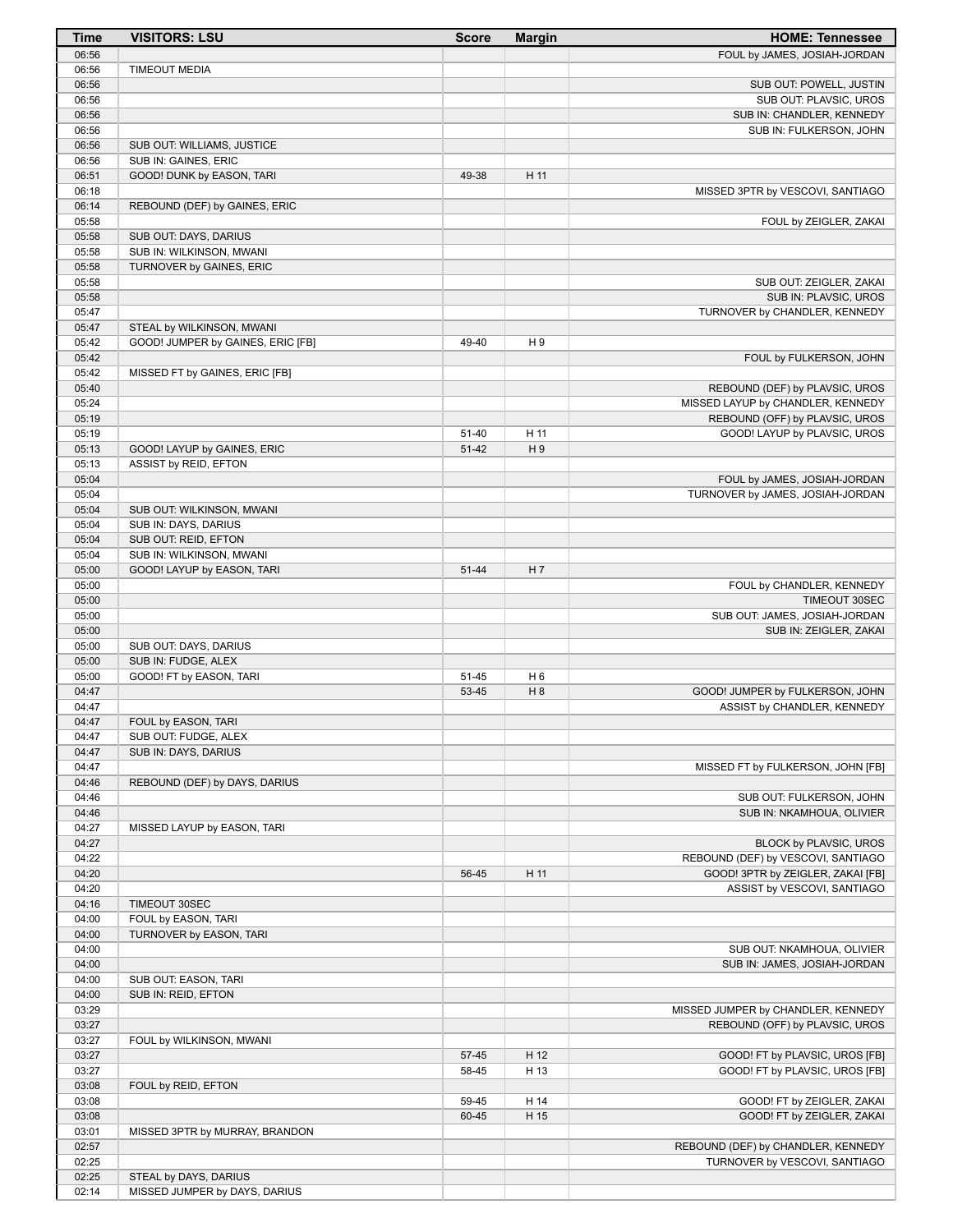| Time | VISITORS: LSU | Score | Margin | HOME: Tennessee |
|---|---|---|---|---|
| 06:56 | | | | FOUL by JAMES, JOSIAH-JORDAN |
| 06:56 | TIMEOUT MEDIA | | | |
| 06:56 | | | | SUB OUT: POWELL, JUSTIN |
| 06:56 | | | | SUB OUT: PLAVSIC, UROS |
| 06:56 | | | | SUB IN: CHANDLER, KENNEDY |
| 06:56 | | | | SUB IN: FULKERSON, JOHN |
| 06:56 | SUB OUT: WILLIAMS, JUSTICE | | | |
| 06:56 | SUB IN: GAINES, ERIC | | | |
| 06:51 | GOOD! DUNK by EASON, TARI | 49-38 | H 11 | |
| 06:18 | | | | MISSED 3PTR by VESCOVI, SANTIAGO |
| 06:14 | REBOUND (DEF) by GAINES, ERIC | | | |
| 05:58 | | | | FOUL by ZEIGLER, ZAKAI |
| 05:58 | SUB OUT: DAYS, DARIUS | | | |
| 05:58 | SUB IN: WILKINSON, MWANI | | | |
| 05:58 | TURNOVER by GAINES, ERIC | | | |
| 05:58 | | | | SUB OUT: ZEIGLER, ZAKAI |
| 05:58 | | | | SUB IN: PLAVSIC, UROS |
| 05:47 | | | | TURNOVER by CHANDLER, KENNEDY |
| 05:47 | STEAL by WILKINSON, MWANI | | | |
| 05:42 | GOOD! JUMPER by GAINES, ERIC [FB] | 49-40 | H 9 | |
| 05:42 | | | | FOUL by FULKERSON, JOHN |
| 05:42 | MISSED FT by GAINES, ERIC [FB] | | | |
| 05:40 | | | | REBOUND (DEF) by PLAVSIC, UROS |
| 05:24 | | | | MISSED LAYUP by CHANDLER, KENNEDY |
| 05:19 | | | | REBOUND (OFF) by PLAVSIC, UROS |
| 05:19 | | 51-40 | H 11 | GOOD! LAYUP by PLAVSIC, UROS |
| 05:13 | GOOD! LAYUP by GAINES, ERIC | 51-42 | H 9 | |
| 05:13 | ASSIST by REID, EFTON | | | |
| 05:04 | | | | FOUL by JAMES, JOSIAH-JORDAN |
| 05:04 | | | | TURNOVER by JAMES, JOSIAH-JORDAN |
| 05:04 | SUB OUT: WILKINSON, MWANI | | | |
| 05:04 | SUB IN: DAYS, DARIUS | | | |
| 05:04 | SUB OUT: REID, EFTON | | | |
| 05:04 | SUB IN: WILKINSON, MWANI | | | |
| 05:00 | GOOD! LAYUP by EASON, TARI | 51-44 | H 7 | |
| 05:00 | | | | FOUL by CHANDLER, KENNEDY |
| 05:00 | | | | TIMEOUT 30SEC |
| 05:00 | | | | SUB OUT: JAMES, JOSIAH-JORDAN |
| 05:00 | | | | SUB IN: ZEIGLER, ZAKAI |
| 05:00 | SUB OUT: DAYS, DARIUS | | | |
| 05:00 | SUB IN: FUDGE, ALEX | | | |
| 05:00 | GOOD! FT by EASON, TARI | 51-45 | H 6 | |
| 04:47 | | 53-45 | H 8 | GOOD! JUMPER by FULKERSON, JOHN |
| 04:47 | | | | ASSIST by CHANDLER, KENNEDY |
| 04:47 | FOUL by EASON, TARI | | | |
| 04:47 | SUB OUT: FUDGE, ALEX | | | |
| 04:47 | SUB IN: DAYS, DARIUS | | | |
| 04:47 | | | | MISSED FT by FULKERSON, JOHN [FB] |
| 04:46 | REBOUND (DEF) by DAYS, DARIUS | | | |
| 04:46 | | | | SUB OUT: FULKERSON, JOHN |
| 04:46 | | | | SUB IN: NKAMHOUA, OLIVIER |
| 04:27 | MISSED LAYUP by EASON, TARI | | | |
| 04:27 | | | | BLOCK by PLAVSIC, UROS |
| 04:22 | | | | REBOUND (DEF) by VESCOVI, SANTIAGO |
| 04:20 | | 56-45 | H 11 | GOOD! 3PTR by ZEIGLER, ZAKAI [FB] |
| 04:20 | | | | ASSIST by VESCOVI, SANTIAGO |
| 04:16 | TIMEOUT 30SEC | | | |
| 04:00 | FOUL by EASON, TARI | | | |
| 04:00 | TURNOVER by EASON, TARI | | | |
| 04:00 | | | | SUB OUT: NKAMHOUA, OLIVIER |
| 04:00 | | | | SUB IN: JAMES, JOSIAH-JORDAN |
| 04:00 | SUB OUT: EASON, TARI | | | |
| 04:00 | SUB IN: REID, EFTON | | | |
| 03:29 | | | | MISSED JUMPER by CHANDLER, KENNEDY |
| 03:27 | | | | REBOUND (OFF) by PLAVSIC, UROS |
| 03:27 | FOUL by WILKINSON, MWANI | | | |
| 03:27 | | 57-45 | H 12 | GOOD! FT by PLAVSIC, UROS [FB] |
| 03:27 | | 58-45 | H 13 | GOOD! FT by PLAVSIC, UROS [FB] |
| 03:08 | FOUL by REID, EFTON | | | |
| 03:08 | | 59-45 | H 14 | GOOD! FT by ZEIGLER, ZAKAI |
| 03:08 | | 60-45 | H 15 | GOOD! FT by ZEIGLER, ZAKAI |
| 03:01 | MISSED 3PTR by MURRAY, BRANDON | | | |
| 02:57 | | | | REBOUND (DEF) by CHANDLER, KENNEDY |
| 02:25 | | | | TURNOVER by VESCOVI, SANTIAGO |
| 02:25 | STEAL by DAYS, DARIUS | | | |
| 02:14 | MISSED JUMPER by DAYS, DARIUS | | | |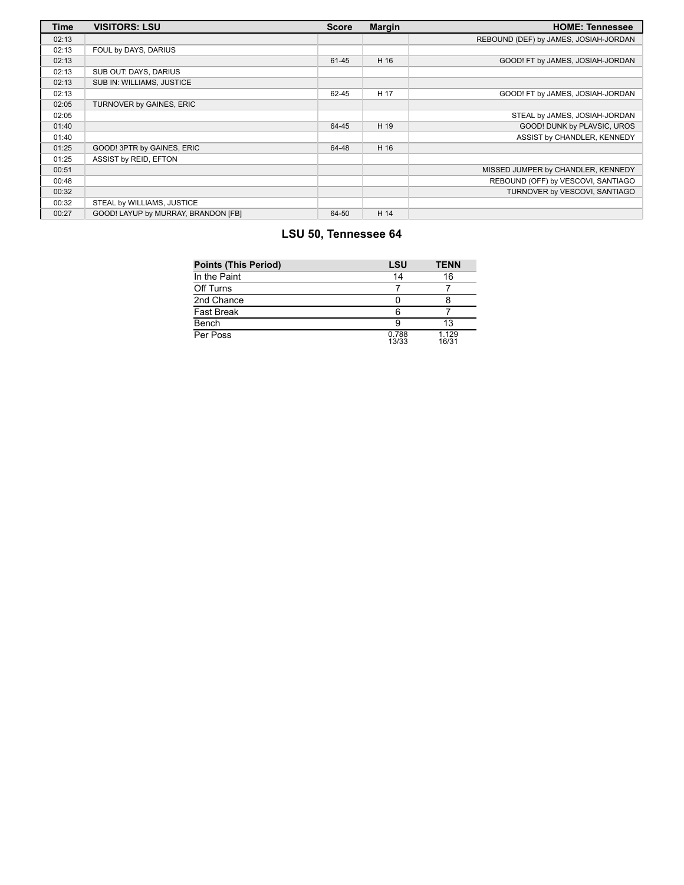| Time | VISITORS: LSU | Score | Margin | HOME: Tennessee |
|---|---|---|---|---|
| 02:13 | | | | REBOUND (DEF) by JAMES, JOSIAH-JORDAN |
| 02:13 | FOUL by DAYS, DARIUS | | | |
| 02:13 | | 61-45 | H 16 | GOOD! FT by JAMES, JOSIAH-JORDAN |
| 02:13 | SUB OUT: DAYS, DARIUS | | | |
| 02:13 | SUB IN: WILLIAMS, JUSTICE | | | |
| 02:13 | | 62-45 | H 17 | GOOD! FT by JAMES, JOSIAH-JORDAN |
| 02:05 | TURNOVER by GAINES, ERIC | | | |
| 02:05 | | | | STEAL by JAMES, JOSIAH-JORDAN |
| 01:40 | | 64-45 | H 19 | GOOD! DUNK by PLAVSIC, UROS |
| 01:40 | | | | ASSIST by CHANDLER, KENNEDY |
| 01:25 | GOOD! 3PTR by GAINES, ERIC | 64-48 | H 16 | |
| 01:25 | ASSIST by REID, EFTON | | | |
| 00:51 | | | | MISSED JUMPER by CHANDLER, KENNEDY |
| 00:48 | | | | REBOUND (OFF) by VESCOVI, SANTIAGO |
| 00:32 | | | | TURNOVER by VESCOVI, SANTIAGO |
| 00:32 | STEAL by WILLIAMS, JUSTICE | | | |
| 00:27 | GOOD! LAYUP by MURRAY, BRANDON [FB] | 64-50 | H 14 | |

## LSU 50, Tennessee 64

| Points (This Period) | LSU | TENN |
|---|---|---|
| In the Paint | 14 | 16 |
| Off Turns | 7 | 7 |
| 2nd Chance | 0 | 8 |
| Fast Break | 6 | 7 |
| Bench | 9 | 13 |
| Per Poss | 0.788 13/33 | 1.129 16/31 |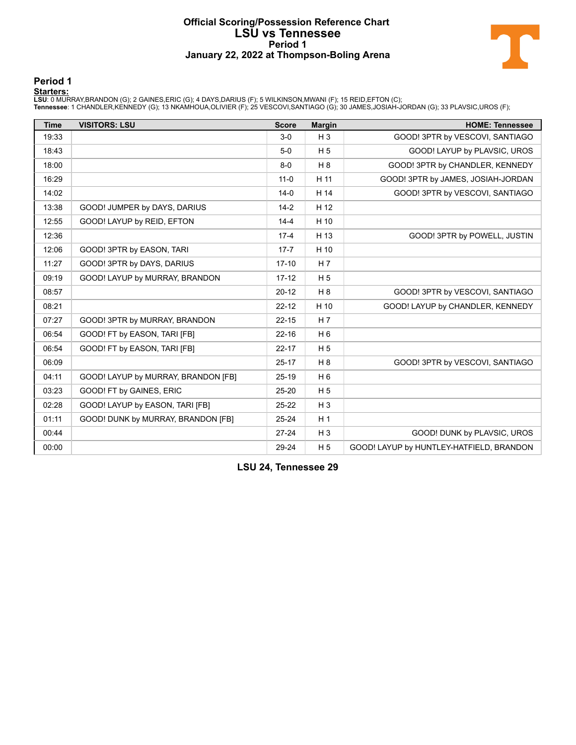# Official Scoring/Possession Reference Chart
# LSU vs Tennessee
## Period 1
## January 22, 2022 at Thompson-Boling Arena

### Period 1

**Starters:**

**LSU**: 0 MURRAY,BRANDON (G); 2 GAINES,ERIC (G); 4 DAYS,DARIUS (F); 5 WILKINSON,MWANI (F); 15 REID,EFTON (C);
**Tennessee**: 1 CHANDLER,KENNEDY (G); 13 NKAMHOUA,OLIVIER (F); 25 VESCOVI,SANTIAGO (G); 30 JAMES,JOSIAH-JORDAN (G); 33 PLAVSIC,UROS (F);

| Time | VISITORS: LSU | Score | Margin | HOME: Tennessee |
|---|---|---|---|---|
| 19:33 | | 3-0 | H 3 | GOOD! 3PTR by VESCOVI, SANTIAGO |
| 18:43 | | 5-0 | H 5 | GOOD! LAYUP by PLAVSIC, UROS |
| 18:00 | | 8-0 | H 8 | GOOD! 3PTR by CHANDLER, KENNEDY |
| 16:29 | | 11-0 | H 11 | GOOD! 3PTR by JAMES, JOSIAH-JORDAN |
| 14:02 | | 14-0 | H 14 | GOOD! 3PTR by VESCOVI, SANTIAGO |
| 13:38 | GOOD! JUMPER by DAYS, DARIUS | 14-2 | H 12 | |
| 12:55 | GOOD! LAYUP by REID, EFTON | 14-4 | H 10 | |
| 12:36 | | 17-4 | H 13 | GOOD! 3PTR by POWELL, JUSTIN |
| 12:06 | GOOD! 3PTR by EASON, TARI | 17-7 | H 10 | |
| 11:27 | GOOD! 3PTR by DAYS, DARIUS | 17-10 | H 7 | |
| 09:19 | GOOD! LAYUP by MURRAY, BRANDON | 17-12 | H 5 | |
| 08:57 | | 20-12 | H 8 | GOOD! 3PTR by VESCOVI, SANTIAGO |
| 08:21 | | 22-12 | H 10 | GOOD! LAYUP by CHANDLER, KENNEDY |
| 07:27 | GOOD! 3PTR by MURRAY, BRANDON | 22-15 | H 7 | |
| 06:54 | GOOD! FT by EASON, TARI [FB] | 22-16 | H 6 | |
| 06:54 | GOOD! FT by EASON, TARI [FB] | 22-17 | H 5 | |
| 06:09 | | 25-17 | H 8 | GOOD! 3PTR by VESCOVI, SANTIAGO |
| 04:11 | GOOD! LAYUP by MURRAY, BRANDON [FB] | 25-19 | H 6 | |
| 03:23 | GOOD! FT by GAINES, ERIC | 25-20 | H 5 | |
| 02:28 | GOOD! LAYUP by EASON, TARI [FB] | 25-22 | H 3 | |
| 01:11 | GOOD! DUNK by MURRAY, BRANDON [FB] | 25-24 | H 1 | |
| 00:44 | | 27-24 | H 3 | GOOD! DUNK by PLAVSIC, UROS |
| 00:00 | | 29-24 | H 5 | GOOD! LAYUP by HUNTLEY-HATFIELD, BRANDON |

**LSU 24, Tennessee 29**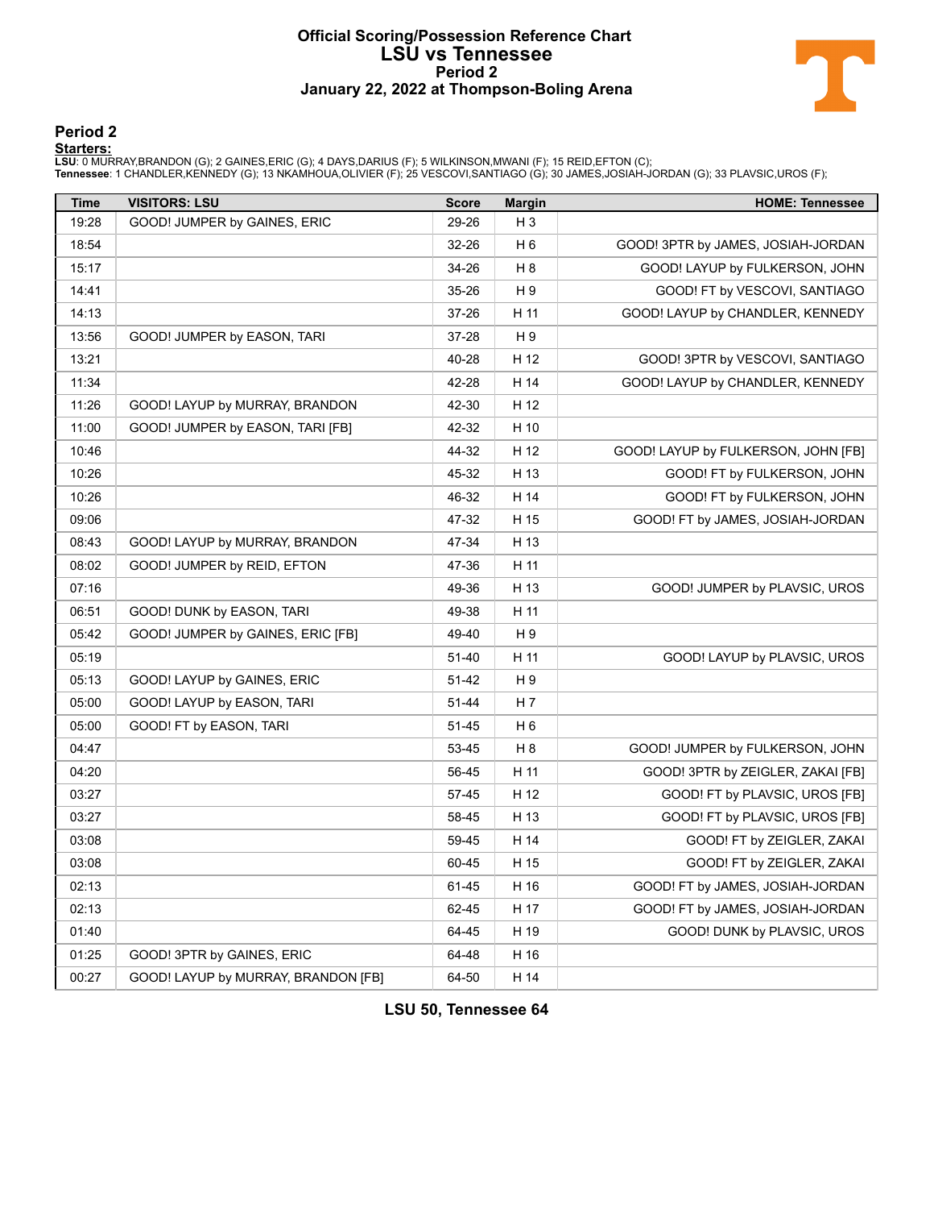# Official Scoring/Possession Reference Chart
# LSU vs Tennessee
## Period 2
## January 22, 2022 at Thompson-Boling Arena

### Period 2

**Starters:**

**LSU**: 0 MURRAY,BRANDON (G); 2 GAINES,ERIC (G); 4 DAYS,DARIUS (F); 5 WILKINSON,MWANI (F); 15 REID,EFTON (C);
**Tennessee**: 1 CHANDLER,KENNEDY (G); 13 NKAMHOUA,OLIVIER (F); 25 VESCOVI,SANTIAGO (G); 30 JAMES,JOSIAH-JORDAN (G); 33 PLAVSIC,UROS (F);

| Time | VISITORS: LSU | Score | Margin | HOME: Tennessee |
|---|---|---|---|---|
| 19:28 | GOOD! JUMPER by GAINES, ERIC | 29-26 | H 3 | |
| 18:54 | | 32-26 | H 6 | GOOD! 3PTR by JAMES, JOSIAH-JORDAN |
| 15:17 | | 34-26 | H 8 | GOOD! LAYUP by FULKERSON, JOHN |
| 14:41 | | 35-26 | H 9 | GOOD! FT by VESCOVI, SANTIAGO |
| 14:13 | | 37-26 | H 11 | GOOD! LAYUP by CHANDLER, KENNEDY |
| 13:56 | GOOD! JUMPER by EASON, TARI | 37-28 | H 9 | |
| 13:21 | | 40-28 | H 12 | GOOD! 3PTR by VESCOVI, SANTIAGO |
| 11:34 | | 42-28 | H 14 | GOOD! LAYUP by CHANDLER, KENNEDY |
| 11:26 | GOOD! LAYUP by MURRAY, BRANDON | 42-30 | H 12 | |
| 11:00 | GOOD! JUMPER by EASON, TARI [FB] | 42-32 | H 10 | |
| 10:46 | | 44-32 | H 12 | GOOD! LAYUP by FULKERSON, JOHN [FB] |
| 10:26 | | 45-32 | H 13 | GOOD! FT by FULKERSON, JOHN |
| 10:26 | | 46-32 | H 14 | GOOD! FT by FULKERSON, JOHN |
| 09:06 | | 47-32 | H 15 | GOOD! FT by JAMES, JOSIAH-JORDAN |
| 08:43 | GOOD! LAYUP by MURRAY, BRANDON | 47-34 | H 13 | |
| 08:02 | GOOD! JUMPER by REID, EFTON | 47-36 | H 11 | |
| 07:16 | | 49-36 | H 13 | GOOD! JUMPER by PLAVSIC, UROS |
| 06:51 | GOOD! DUNK by EASON, TARI | 49-38 | H 11 | |
| 05:42 | GOOD! JUMPER by GAINES, ERIC [FB] | 49-40 | H 9 | |
| 05:19 | | 51-40 | H 11 | GOOD! LAYUP by PLAVSIC, UROS |
| 05:13 | GOOD! LAYUP by GAINES, ERIC | 51-42 | H 9 | |
| 05:00 | GOOD! LAYUP by EASON, TARI | 51-44 | H 7 | |
| 05:00 | GOOD! FT by EASON, TARI | 51-45 | H 6 | |
| 04:47 | | 53-45 | H 8 | GOOD! JUMPER by FULKERSON, JOHN |
| 04:20 | | 56-45 | H 11 | GOOD! 3PTR by ZEIGLER, ZAKAI [FB] |
| 03:27 | | 57-45 | H 12 | GOOD! FT by PLAVSIC, UROS [FB] |
| 03:27 | | 58-45 | H 13 | GOOD! FT by PLAVSIC, UROS [FB] |
| 03:08 | | 59-45 | H 14 | GOOD! FT by ZEIGLER, ZAKAI |
| 03:08 | | 60-45 | H 15 | GOOD! FT by ZEIGLER, ZAKAI |
| 02:13 | | 61-45 | H 16 | GOOD! FT by JAMES, JOSIAH-JORDAN |
| 02:13 | | 62-45 | H 17 | GOOD! FT by JAMES, JOSIAH-JORDAN |
| 01:40 | | 64-45 | H 19 | GOOD! DUNK by PLAVSIC, UROS |
| 01:25 | GOOD! 3PTR by GAINES, ERIC | 64-48 | H 16 | |
| 00:27 | GOOD! LAYUP by MURRAY, BRANDON [FB] | 64-50 | H 14 | |

**LSU 50, Tennessee 64**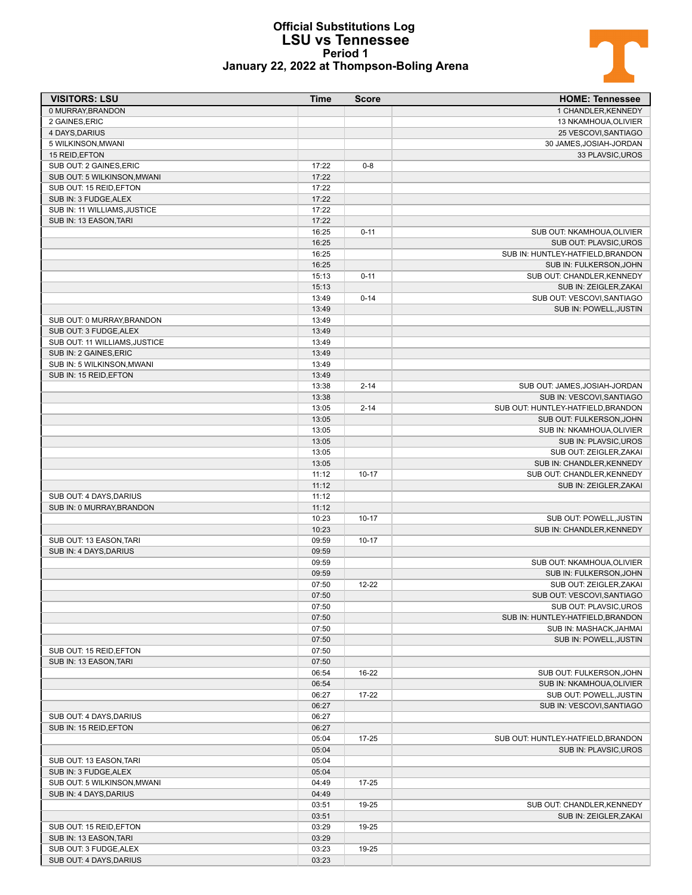# Official Substitutions Log
## LSU vs Tennessee
### Period 1
### January 22, 2022 at Thompson-Boling Arena

| VISITORS: LSU | Time | Score | HOME: Tennessee |
|---|---|---|---|
| 0 MURRAY,BRANDON | | | 1 CHANDLER,KENNEDY |
| 2 GAINES,ERIC | | | 13 NKAMHOUA,OLIVIER |
| 4 DAYS,DARIUS | | | 25 VESCOVI,SANTIAGO |
| 5 WILKINSON,MWANI | | | 30 JAMES,JOSIAH-JORDAN |
| 15 REID,EFTON | | | 33 PLAVSIC,UROS |
| SUB OUT: 2 GAINES,ERIC | 17:22 | 0-8 | |
| SUB OUT: 5 WILKINSON,MWANI | 17:22 | | |
| SUB OUT: 15 REID,EFTON | 17:22 | | |
| SUB IN: 3 FUDGE,ALEX | 17:22 | | |
| SUB IN: 11 WILLIAMS,JUSTICE | 17:22 | | |
| SUB IN: 13 EASON,TARI | 17:22 | | |
| | 16:25 | 0-11 | SUB OUT: NKAMHOUA,OLIVIER |
| | 16:25 | | SUB OUT: PLAVSIC,UROS |
| | 16:25 | | SUB IN: HUNTLEY-HATFIELD,BRANDON |
| | 16:25 | | SUB IN: FULKERSON,JOHN |
| | 15:13 | 0-11 | SUB OUT: CHANDLER,KENNEDY |
| | 15:13 | | SUB IN: ZEIGLER,ZAKAI |
| | 13:49 | 0-14 | SUB OUT: VESCOVI,SANTIAGO |
| | 13:49 | | SUB IN: POWELL,JUSTIN |
| SUB OUT: 0 MURRAY,BRANDON | 13:49 | | |
| SUB OUT: 3 FUDGE,ALEX | 13:49 | | |
| SUB OUT: 11 WILLIAMS,JUSTICE | 13:49 | | |
| SUB IN: 2 GAINES,ERIC | 13:49 | | |
| SUB IN: 5 WILKINSON,MWANI | 13:49 | | |
| SUB IN: 15 REID,EFTON | 13:49 | | |
| | 13:38 | 2-14 | SUB OUT: JAMES,JOSIAH-JORDAN |
| | 13:38 | | SUB IN: VESCOVI,SANTIAGO |
| | 13:05 | 2-14 | SUB OUT: HUNTLEY-HATFIELD,BRANDON |
| | 13:05 | | SUB OUT: FULKERSON,JOHN |
| | 13:05 | | SUB IN: NKAMHOUA,OLIVIER |
| | 13:05 | | SUB IN: PLAVSIC,UROS |
| | 13:05 | | SUB OUT: ZEIGLER,ZAKAI |
| | 13:05 | | SUB IN: CHANDLER,KENNEDY |
| | 11:12 | 10-17 | SUB OUT: CHANDLER,KENNEDY |
| | 11:12 | | SUB IN: ZEIGLER,ZAKAI |
| SUB OUT: 4 DAYS,DARIUS | 11:12 | | |
| SUB IN: 0 MURRAY,BRANDON | 11:12 | | |
| | 10:23 | 10-17 | SUB OUT: POWELL,JUSTIN |
| | 10:23 | | SUB IN: CHANDLER,KENNEDY |
| SUB OUT: 13 EASON,TARI | 09:59 | 10-17 | |
| SUB IN: 4 DAYS,DARIUS | 09:59 | | |
| | 09:59 | | SUB OUT: NKAMHOUA,OLIVIER |
| | 09:59 | | SUB IN: FULKERSON,JOHN |
| | 07:50 | 12-22 | SUB OUT: ZEIGLER,ZAKAI |
| | 07:50 | | SUB OUT: VESCOVI,SANTIAGO |
| | 07:50 | | SUB OUT: PLAVSIC,UROS |
| | 07:50 | | SUB IN: HUNTLEY-HATFIELD,BRANDON |
| | 07:50 | | SUB IN: MASHACK,JAHMAI |
| | 07:50 | | SUB IN: POWELL,JUSTIN |
| SUB OUT: 15 REID,EFTON | 07:50 | | |
| SUB IN: 13 EASON,TARI | 07:50 | | |
| | 06:54 | 16-22 | SUB OUT: FULKERSON,JOHN |
| | 06:54 | | SUB IN: NKAMHOUA,OLIVIER |
| | 06:27 | 17-22 | SUB OUT: POWELL,JUSTIN |
| | 06:27 | | SUB IN: VESCOVI,SANTIAGO |
| SUB OUT: 4 DAYS,DARIUS | 06:27 | | |
| SUB IN: 15 REID,EFTON | 06:27 | | |
| | 05:04 | 17-25 | SUB OUT: HUNTLEY-HATFIELD,BRANDON |
| | 05:04 | | SUB IN: PLAVSIC,UROS |
| SUB OUT: 13 EASON,TARI | 05:04 | | |
| SUB IN: 3 FUDGE,ALEX | 05:04 | | |
| SUB OUT: 5 WILKINSON,MWANI | 04:49 | 17-25 | |
| SUB IN: 4 DAYS,DARIUS | 04:49 | | |
| | 03:51 | 19-25 | SUB OUT: CHANDLER,KENNEDY |
| | 03:51 | | SUB IN: ZEIGLER,ZAKAI |
| SUB OUT: 15 REID,EFTON | 03:29 | 19-25 | |
| SUB IN: 13 EASON,TARI | 03:29 | | |
| SUB OUT: 3 FUDGE,ALEX | 03:23 | 19-25 | |
| SUB OUT: 4 DAYS,DARIUS | 03:23 | | |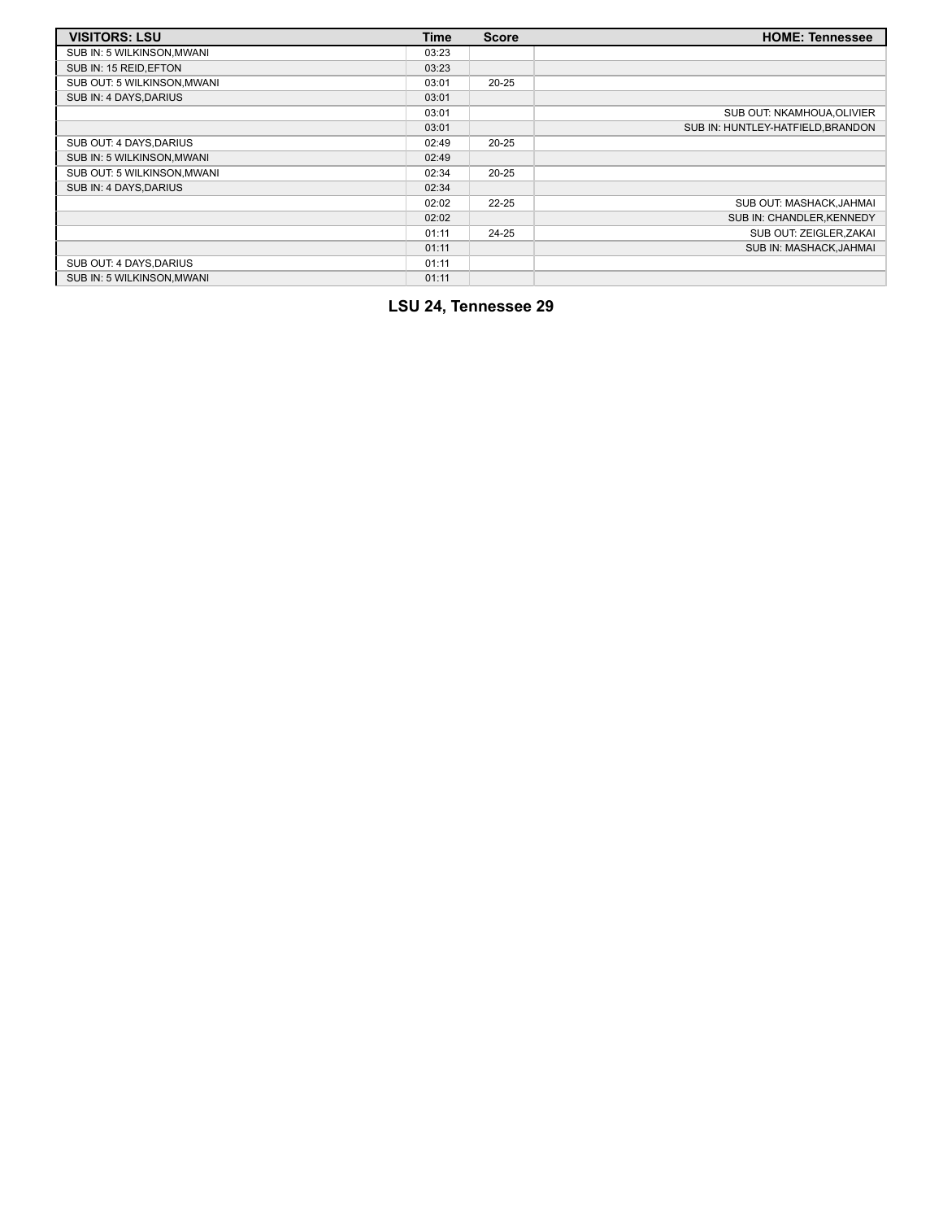| VISITORS: LSU | Time | Score | HOME: Tennessee |
| --- | --- | --- | --- |
| SUB IN: 5 WILKINSON,MWANI | 03:23 | | |
| SUB IN: 15 REID,EFTON | 03:23 | | |
| SUB OUT: 5 WILKINSON,MWANI | 03:01 | 20-25 | |
| SUB IN: 4 DAYS,DARIUS | 03:01 | | |
| | 03:01 | | SUB OUT: NKAMHOUA,OLIVIER |
| | 03:01 | | SUB IN: HUNTLEY-HATFIELD,BRANDON |
| SUB OUT: 4 DAYS,DARIUS | 02:49 | 20-25 | |
| SUB IN: 5 WILKINSON,MWANI | 02:49 | | |
| SUB OUT: 5 WILKINSON,MWANI | 02:34 | 20-25 | |
| SUB IN: 4 DAYS,DARIUS | 02:34 | | |
| | 02:02 | 22-25 | SUB OUT: MASHACK,JAHMAI |
| | 02:02 | | SUB IN: CHANDLER,KENNEDY |
| | 01:11 | 24-25 | SUB OUT: ZEIGLER,ZAKAI |
| | 01:11 | | SUB IN: MASHACK,JAHMAI |
| SUB OUT: 4 DAYS,DARIUS | 01:11 | | |
| SUB IN: 5 WILKINSON,MWANI | 01:11 | | |

**LSU 24, Tennessee 29**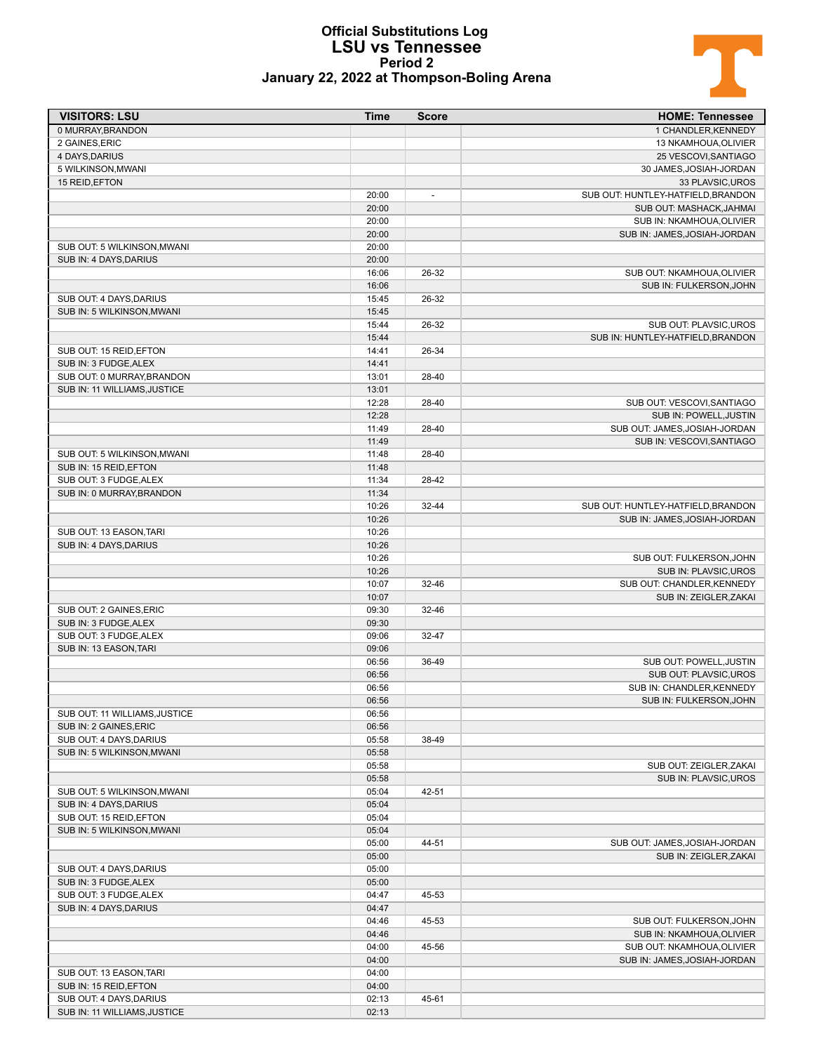# Official Substitutions Log
## LSU vs Tennessee
### Period 2
### January 22, 2022 at Thompson-Boling Arena

| VISITORS: LSU | Time | Score | HOME: Tennessee |
|---|---|---|---|
| 0 MURRAY,BRANDON | | | 1 CHANDLER,KENNEDY |
| 2 GAINES,ERIC | | | 13 NKAMHOUA,OLIVIER |
| 4 DAYS,DARIUS | | | 25 VESCOVI,SANTIAGO |
| 5 WILKINSON,MWANI | | | 30 JAMES,JOSIAH-JORDAN |
| 15 REID,EFTON | | | 33 PLAVSIC,UROS |
| | 20:00 | - | SUB OUT: HUNTLEY-HATFIELD,BRANDON |
| | 20:00 | | SUB OUT: MASHACK,JAHMAI |
| | 20:00 | | SUB IN: NKAMHOUA,OLIVIER |
| | 20:00 | | SUB IN: JAMES,JOSIAH-JORDAN |
| SUB OUT: 5 WILKINSON,MWANI | 20:00 | | |
| SUB IN: 4 DAYS,DARIUS | 20:00 | | |
| | 16:06 | 26-32 | SUB OUT: NKAMHOUA,OLIVIER |
| | 16:06 | | SUB IN: FULKERSON,JOHN |
| SUB OUT: 4 DAYS,DARIUS | 15:45 | 26-32 | |
| SUB IN: 5 WILKINSON,MWANI | 15:45 | | |
| | 15:44 | 26-32 | SUB OUT: PLAVSIC,UROS |
| | 15:44 | | SUB IN: HUNTLEY-HATFIELD,BRANDON |
| SUB OUT: 15 REID,EFTON | 14:41 | 26-34 | |
| SUB IN: 3 FUDGE,ALEX | 14:41 | | |
| SUB OUT: 0 MURRAY,BRANDON | 13:01 | 28-40 | |
| SUB IN: 11 WILLIAMS,JUSTICE | 13:01 | | |
| | 12:28 | 28-40 | SUB OUT: VESCOVI,SANTIAGO |
| | 12:28 | | SUB IN: POWELL,JUSTIN |
| | 11:49 | 28-40 | SUB OUT: JAMES,JOSIAH-JORDAN |
| | 11:49 | | SUB IN: VESCOVI,SANTIAGO |
| SUB OUT: 5 WILKINSON,MWANI | 11:48 | 28-40 | |
| SUB IN: 15 REID,EFTON | 11:48 | | |
| SUB OUT: 3 FUDGE,ALEX | 11:34 | 28-42 | |
| SUB IN: 0 MURRAY,BRANDON | 11:34 | | |
| | 10:26 | 32-44 | SUB OUT: HUNTLEY-HATFIELD,BRANDON |
| | 10:26 | | SUB IN: JAMES,JOSIAH-JORDAN |
| SUB OUT: 13 EASON,TARI | 10:26 | | |
| SUB IN: 4 DAYS,DARIUS | 10:26 | | |
| | 10:26 | | SUB OUT: FULKERSON,JOHN |
| | 10:26 | | SUB IN: PLAVSIC,UROS |
| | 10:07 | 32-46 | SUB OUT: CHANDLER,KENNEDY |
| | 10:07 | | SUB IN: ZEIGLER,ZAKAI |
| SUB OUT: 2 GAINES,ERIC | 09:30 | 32-46 | |
| SUB IN: 3 FUDGE,ALEX | 09:30 | | |
| SUB OUT: 3 FUDGE,ALEX | 09:06 | 32-47 | |
| SUB IN: 13 EASON,TARI | 09:06 | | |
| | 06:56 | 36-49 | SUB OUT: POWELL,JUSTIN |
| | 06:56 | | SUB OUT: PLAVSIC,UROS |
| | 06:56 | | SUB IN: CHANDLER,KENNEDY |
| | 06:56 | | SUB IN: FULKERSON,JOHN |
| SUB OUT: 11 WILLIAMS,JUSTICE | 06:56 | | |
| SUB IN: 2 GAINES,ERIC | 06:56 | | |
| SUB OUT: 4 DAYS,DARIUS | 05:58 | 38-49 | |
| SUB IN: 5 WILKINSON,MWANI | 05:58 | | |
| | 05:58 | | SUB OUT: ZEIGLER,ZAKAI |
| | 05:58 | | SUB IN: PLAVSIC,UROS |
| SUB OUT: 5 WILKINSON,MWANI | 05:04 | 42-51 | |
| SUB IN: 4 DAYS,DARIUS | 05:04 | | |
| SUB OUT: 15 REID,EFTON | 05:04 | | |
| SUB IN: 5 WILKINSON,MWANI | 05:04 | | |
| | 05:00 | 44-51 | SUB OUT: JAMES,JOSIAH-JORDAN |
| | 05:00 | | SUB IN: ZEIGLER,ZAKAI |
| SUB OUT: 4 DAYS,DARIUS | 05:00 | | |
| SUB IN: 3 FUDGE,ALEX | 05:00 | | |
| SUB OUT: 3 FUDGE,ALEX | 04:47 | 45-53 | |
| SUB IN: 4 DAYS,DARIUS | 04:47 | | |
| | 04:46 | 45-53 | SUB OUT: FULKERSON,JOHN |
| | 04:46 | | SUB IN: NKAMHOUA,OLIVIER |
| | 04:00 | 45-56 | SUB OUT: NKAMHOUA,OLIVIER |
| | 04:00 | | SUB IN: JAMES,JOSIAH-JORDAN |
| SUB OUT: 13 EASON,TARI | 04:00 | | |
| SUB IN: 15 REID,EFTON | 04:00 | | |
| SUB OUT: 4 DAYS,DARIUS | 02:13 | 45-61 | |
| SUB IN: 11 WILLIAMS,JUSTICE | 02:13 | | |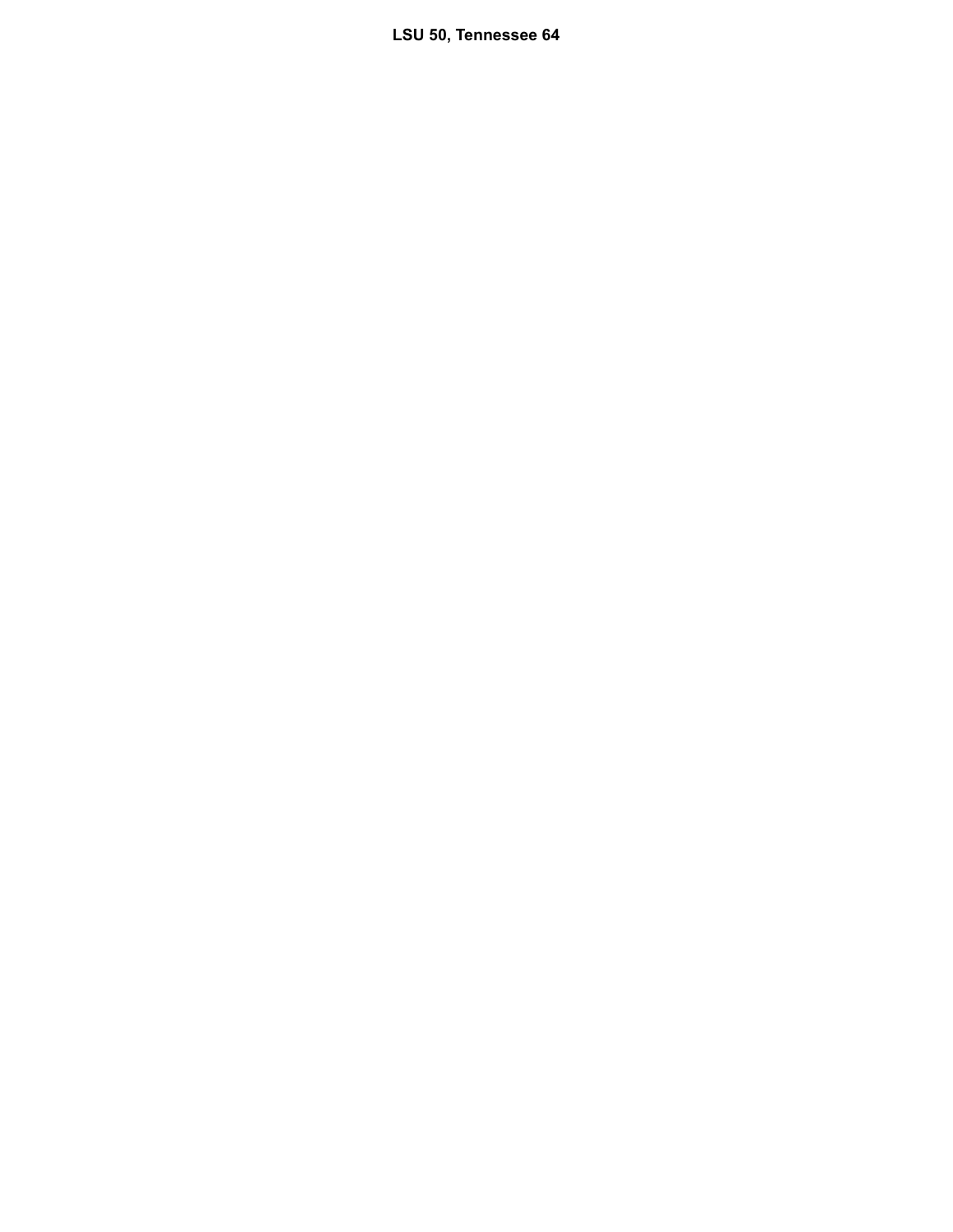**LSU 50, Tennessee 64**